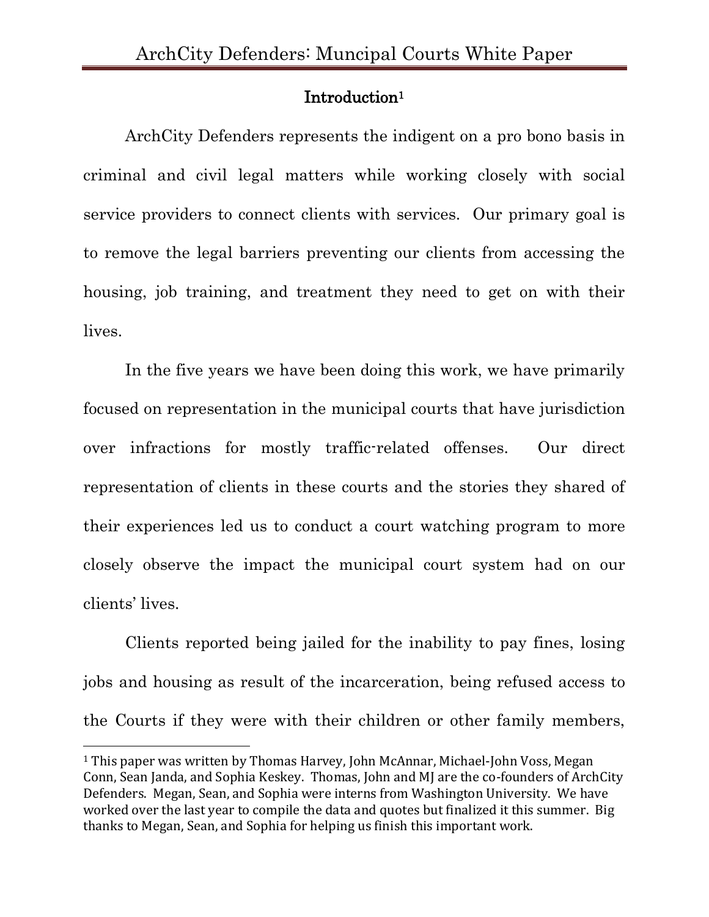## Introduction[1]

ArchCity Defenders represents the indigent on a pro bono basis in criminal and civil legal matters while working closely with social service providers to connect clients with services. Our primary goal is to remove the legal barriers preventing our clients from accessing the housing, job training, and treatment they need to get on with their lives.

In the five years we have been doing this work, we have primarily focused on representation in the municipal courts that have jurisdiction over infractions for mostly traffic-related offenses. Our direct representation of clients in these courts and the stories they shared of their experiences led us to conduct a court watching program to more closely observe the impact the municipal court system had on our clients' lives.

Clients reported being jailed for the inability to pay fines, losing jobs and housing as result of the incarceration, being refused access to the Courts if they were with their children or other family members,

[1] This paper was written by Thomas Harvey, John McAnnar, Michael-John Voss, Megan Conn, Sean Janda, and Sophia Keskey. Thomas, John and MJ are the co-founders of ArchCity Defenders. Megan, Sean, and Sophia were interns from Washington University. We have worked over the last year to compile the data and quotes but finalized it this summer. Big thanks to Megan, Sean, and Sophia for helping us finish this important work.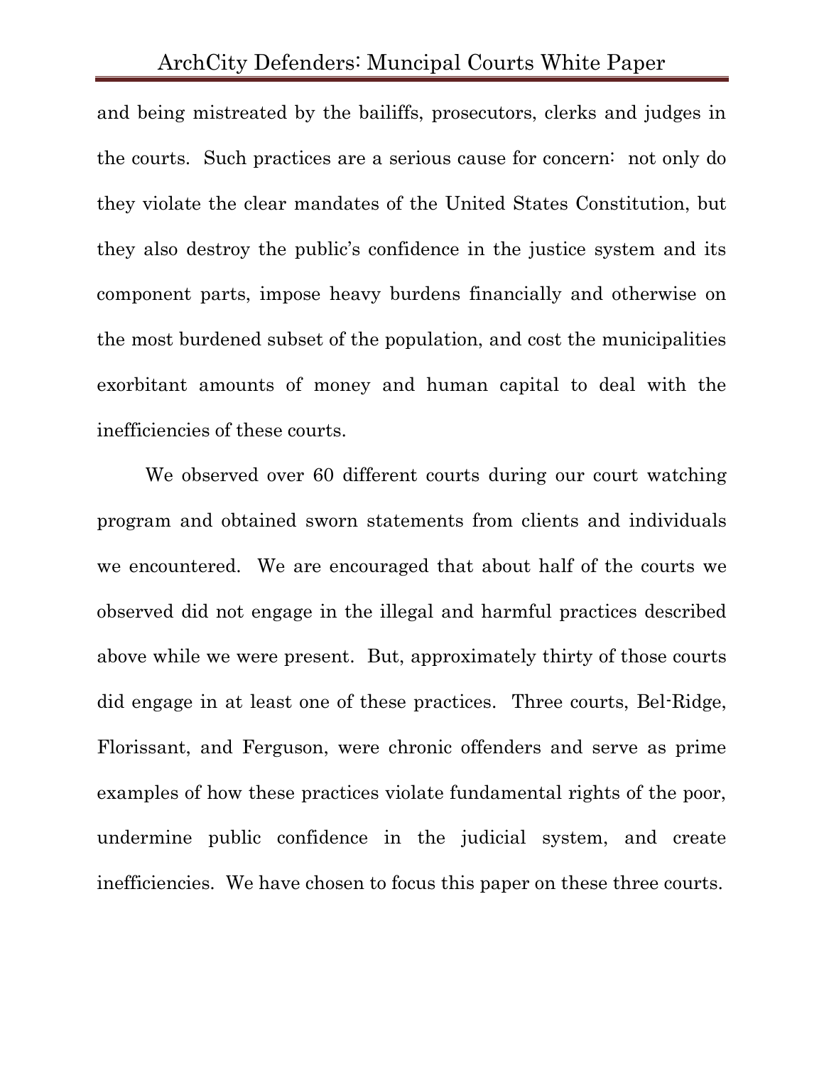and being mistreated by the bailiffs, prosecutors, clerks and judges in the courts. Such practices are a serious cause for concern: not only do they violate the clear mandates of the United States Constitution, but they also destroy the public's confidence in the justice system and its component parts, impose heavy burdens financially and otherwise on the most burdened subset of the population, and cost the municipalities exorbitant amounts of money and human capital to deal with the inefficiencies of these courts.

We observed over 60 different courts during our court watching program and obtained sworn statements from clients and individuals we encountered. We are encouraged that about half of the courts we observed did not engage in the illegal and harmful practices described above while we were present. But, approximately thirty of those courts did engage in at least one of these practices. Three courts, Bel-Ridge, Florissant, and Ferguson, were chronic offenders and serve as prime examples of how these practices violate fundamental rights of the poor, undermine public confidence in the judicial system, and create inefficiencies. We have chosen to focus this paper on these three courts.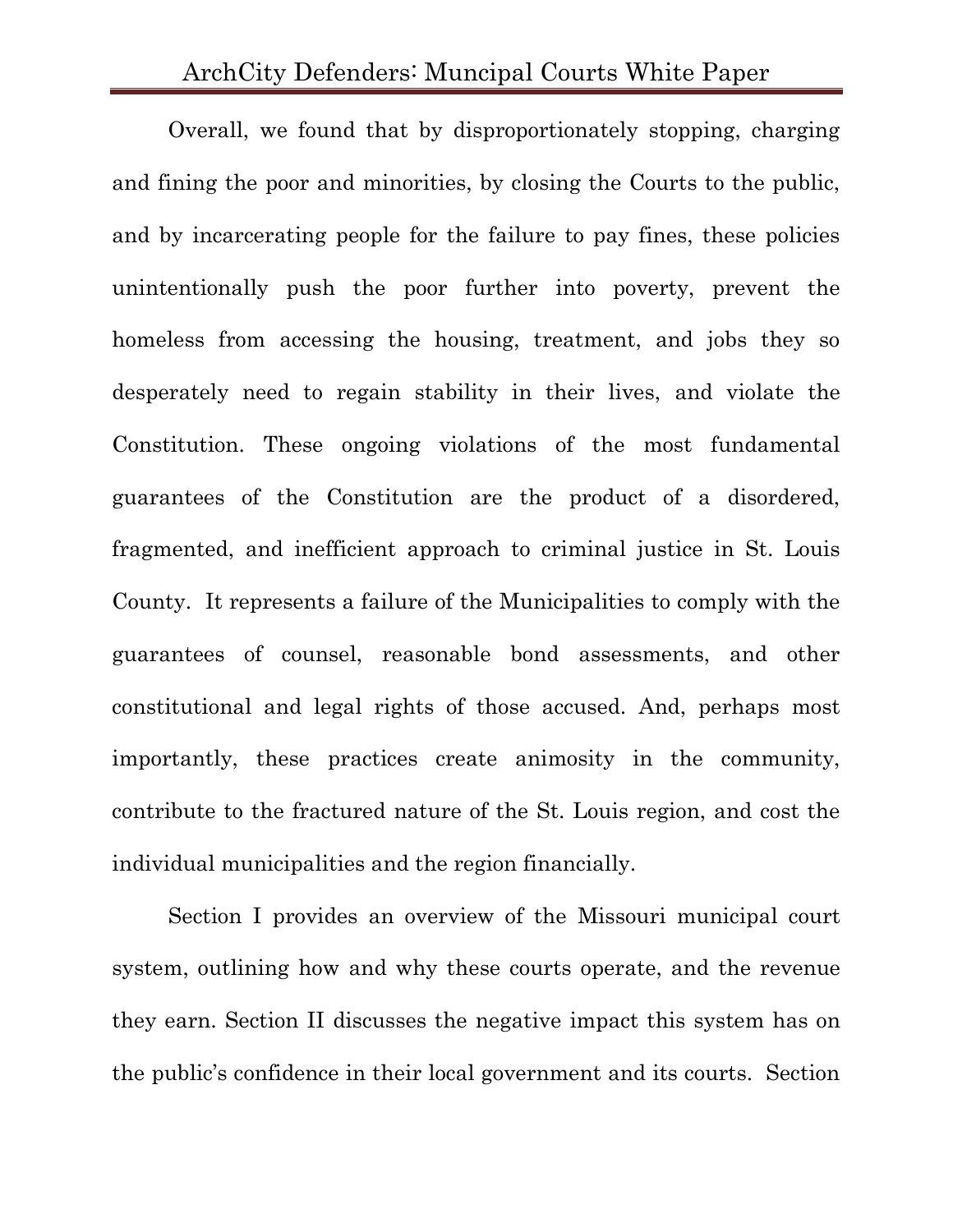Overall, we found that by disproportionately stopping, charging and fining the poor and minorities, by closing the Courts to the public, and by incarcerating people for the failure to pay fines, these policies unintentionally push the poor further into poverty, prevent the homeless from accessing the housing, treatment, and jobs they so desperately need to regain stability in their lives, and violate the Constitution. These ongoing violations of the most fundamental guarantees of the Constitution are the product of a disordered, fragmented, and inefficient approach to criminal justice in St. Louis County. It represents a failure of the Municipalities to comply with the guarantees of counsel, reasonable bond assessments, and other constitutional and legal rights of those accused. And, perhaps most importantly, these practices create animosity in the community, contribute to the fractured nature of the St. Louis region, and cost the individual municipalities and the region financially.

Section I provides an overview of the Missouri municipal court system, outlining how and why these courts operate, and the revenue they earn. Section II discusses the negative impact this system has on the public's confidence in their local government and its courts. Section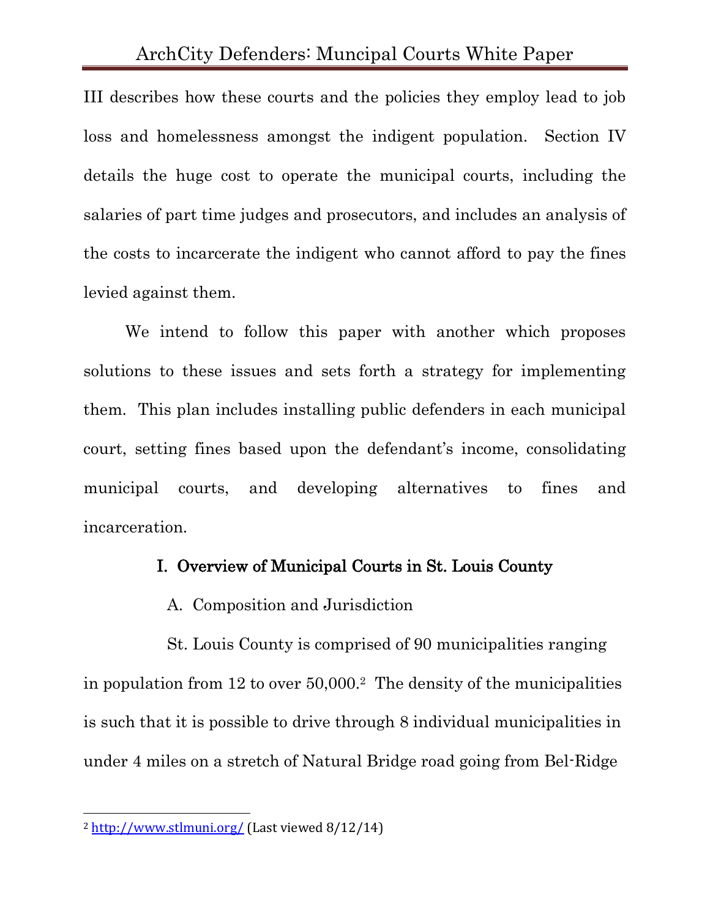III describes how these courts and the policies they employ lead to job loss and homelessness amongst the indigent population. Section IV details the huge cost to operate the municipal courts, including the salaries of part time judges and prosecutors, and includes an analysis of the costs to incarcerate the indigent who cannot afford to pay the fines levied against them.

We intend to follow this paper with another which proposes solutions to these issues and sets forth a strategy for implementing them. This plan includes installing public defenders in each municipal court, setting fines based upon the defendant's income, consolidating municipal courts, and developing alternatives to fines and incarceration.

## I. Overview of Municipal Courts in St. Louis County

### A. Composition and Jurisdiction

St. Louis County is comprised of 90 municipalities ranging in population from 12 to over 50,000.[2] The density of the municipalities is such that it is possible to drive through 8 individual municipalities in under 4 miles on a stretch of Natural Bridge road going from Bel-Ridge

---

[2] http://www.stlmuni.org/ (Last viewed 8/12/14)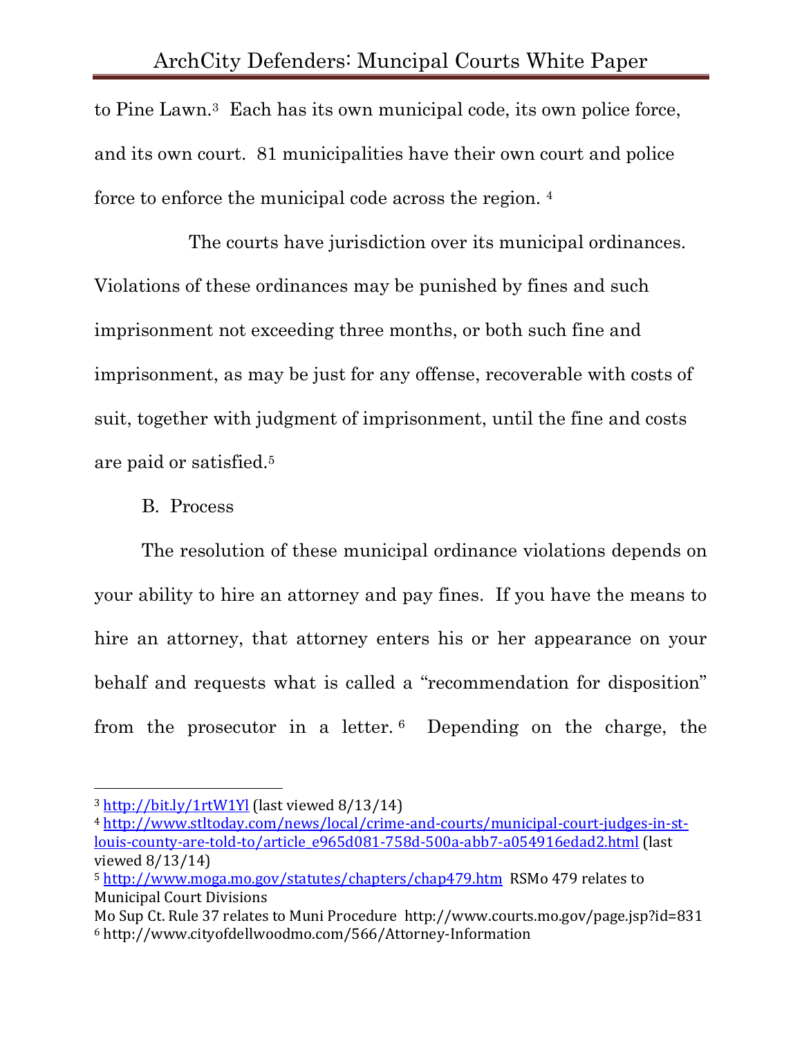to Pine Lawn.[3] Each has its own municipal code, its own police force, and its own court. 81 municipalities have their own court and police force to enforce the municipal code across the region. [4]

The courts have jurisdiction over its municipal ordinances. Violations of these ordinances may be punished by fines and such imprisonment not exceeding three months, or both such fine and imprisonment, as may be just for any offense, recoverable with costs of suit, together with judgment of imprisonment, until the fine and costs are paid or satisfied.[5]

B. Process

The resolution of these municipal ordinance violations depends on your ability to hire an attorney and pay fines. If you have the means to hire an attorney, that attorney enters his or her appearance on your behalf and requests what is called a "recommendation for disposition" from the prosecutor in a letter.[6] Depending on the charge, the

---

[3] http://bit.ly/1rtW1Yl (last viewed 8/13/14)

[4] http://www.stltoday.com/news/local/crime-and-courts/municipal-court-judges-in-st-louis-county-are-told-to/article_e965d081-758d-500a-abb7-a054916edad2.html (last viewed 8/13/14)

[5] http://www.moga.mo.gov/statutes/chapters/chap479.htm RSMo 479 relates to Municipal Court Divisions
Mo Sup Ct. Rule 37 relates to Muni Procedure http://www.courts.mo.gov/page.jsp?id=831

[6] http://www.cityofdellwoodmo.com/566/Attorney-Information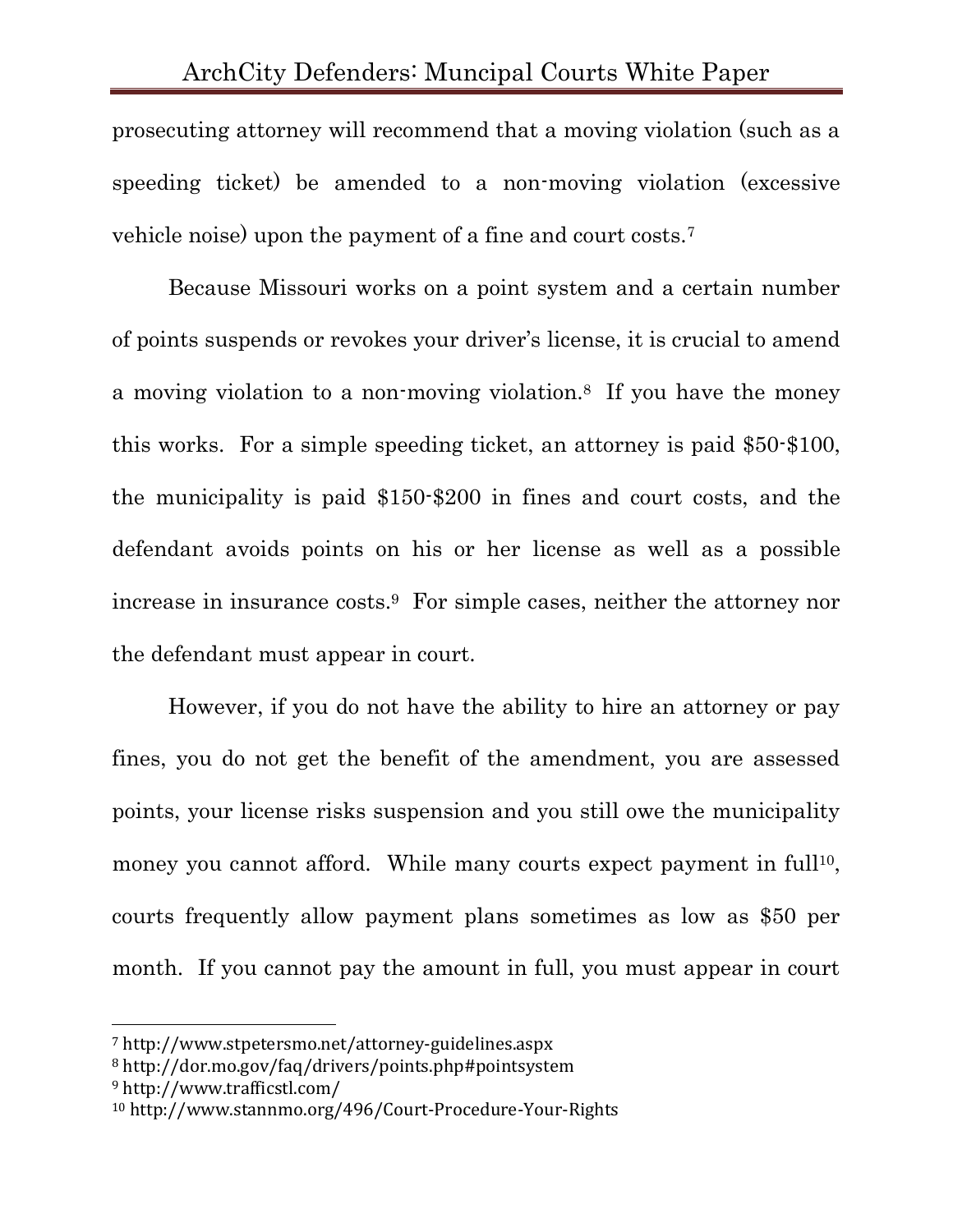prosecuting attorney will recommend that a moving violation (such as a speeding ticket) be amended to a non-moving violation (excessive vehicle noise) upon the payment of a fine and court costs.[7]

Because Missouri works on a point system and a certain number of points suspends or revokes your driver's license, it is crucial to amend a moving violation to a non-moving violation.[8] If you have the money this works. For a simple speeding ticket, an attorney is paid $50-$100, the municipality is paid $150-$200 in fines and court costs, and the defendant avoids points on his or her license as well as a possible increase in insurance costs.[9] For simple cases, neither the attorney nor the defendant must appear in court.

However, if you do not have the ability to hire an attorney or pay fines, you do not get the benefit of the amendment, you are assessed points, your license risks suspension and you still owe the municipality money you cannot afford. While many courts expect payment in full[10], courts frequently allow payment plans sometimes as low as $50 per month. If you cannot pay the amount in full, you must appear in court

---

[7] http://www.stpetersmo.net/attorney-guidelines.aspx
[8] http://dor.mo.gov/faq/drivers/points.php#pointsystem
[9] http://www.trafficstl.com/
[10] http://www.stannmo.org/496/Court-Procedure-Your-Rights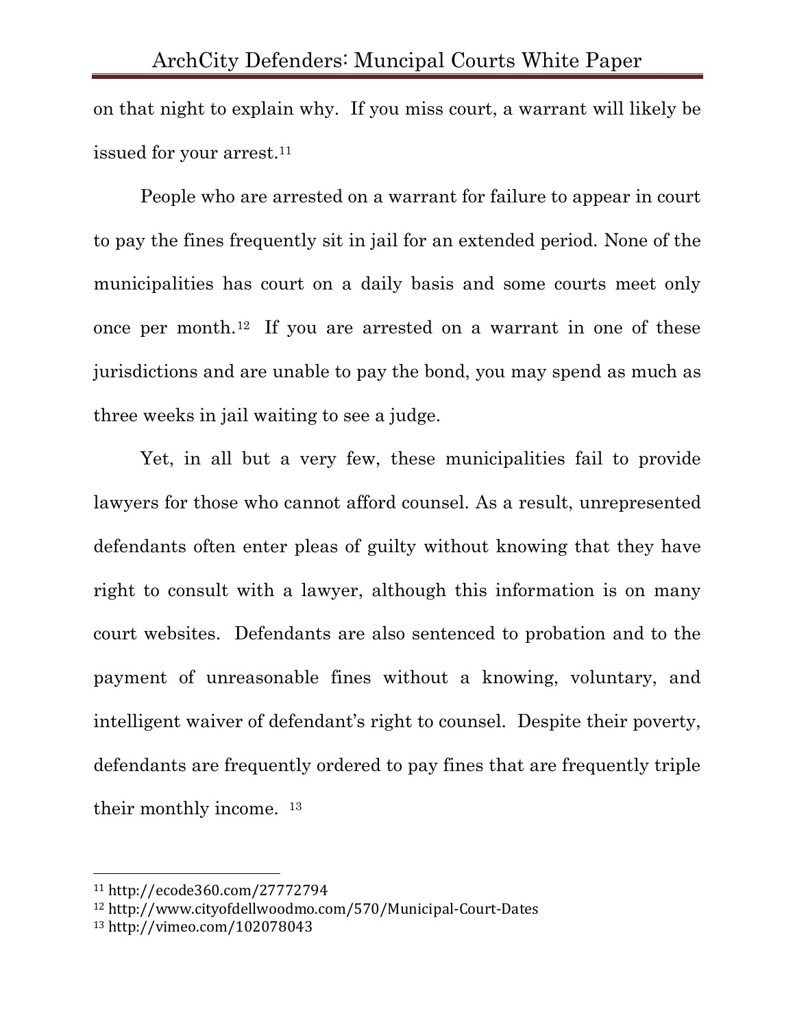on that night to explain why. If you miss court, a warrant will likely be issued for your arrest.[11]

People who are arrested on a warrant for failure to appear in court to pay the fines frequently sit in jail for an extended period. None of the municipalities has court on a daily basis and some courts meet only once per month.[12] If you are arrested on a warrant in one of these jurisdictions and are unable to pay the bond, you may spend as much as three weeks in jail waiting to see a judge.

Yet, in all but a very few, these municipalities fail to provide lawyers for those who cannot afford counsel. As a result, unrepresented defendants often enter pleas of guilty without knowing that they have right to consult with a lawyer, although this information is on many court websites. Defendants are also sentenced to probation and to the payment of unreasonable fines without a knowing, voluntary, and intelligent waiver of defendant's right to counsel. Despite their poverty, defendants are frequently ordered to pay fines that are frequently triple their monthly income. [13]

---

[11] http://ecode360.com/27772794

[12] http://www.cityofdellwoodmo.com/570/Municipal-Court-Dates

[13] http://vimeo.com/102078043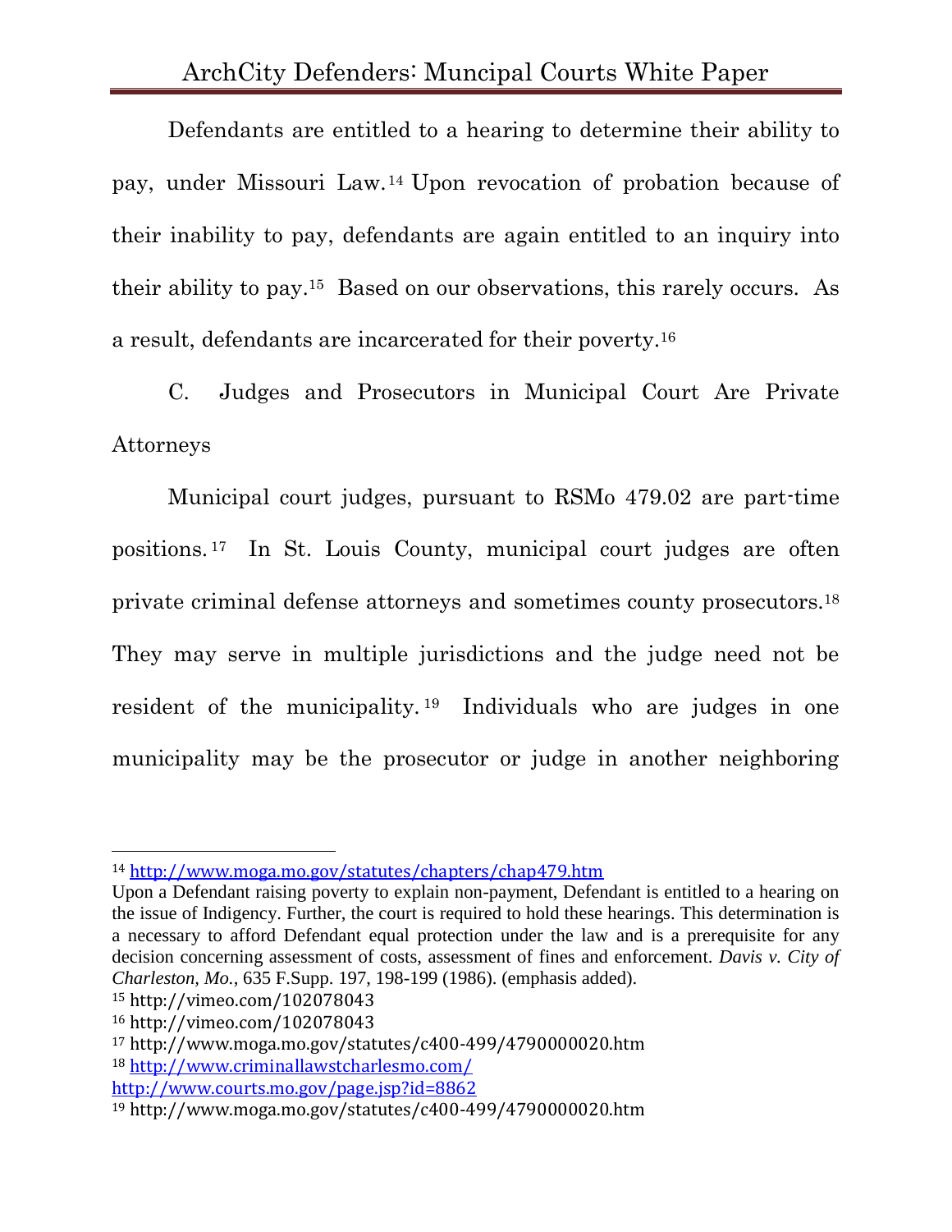Defendants are entitled to a hearing to determine their ability to pay, under Missouri Law.[14] Upon revocation of probation because of their inability to pay, defendants are again entitled to an inquiry into their ability to pay.[15] Based on our observations, this rarely occurs. As a result, defendants are incarcerated for their poverty.[16]

### C. Judges and Prosecutors in Municipal Court Are Private Attorneys

Municipal court judges, pursuant to RSMo 479.02 are part-time positions.[17] In St. Louis County, municipal court judges are often private criminal defense attorneys and sometimes county prosecutors.[18] They may serve in multiple jurisdictions and the judge need not be resident of the municipality.[19] Individuals who are judges in one municipality may be the prosecutor or judge in another neighboring

---

[14] http://www.moga.mo.gov/statutes/chapters/chap479.htm
Upon a Defendant raising poverty to explain non-payment, Defendant is entitled to a hearing on the issue of Indigency. Further, the court is required to hold these hearings. This determination is a necessary to afford Defendant equal protection under the law and is a prerequisite for any decision concerning assessment of costs, assessment of fines and enforcement. *Davis v. City of Charleston, Mo.*, 635 F.Supp. 197, 198-199 (1986). (emphasis added).

[15] http://vimeo.com/102078043

[16] http://vimeo.com/102078043

[17] http://www.moga.mo.gov/statutes/c400-499/4790000020.htm

[18] http://www.criminallawstcharlesmo.com/
http://www.courts.mo.gov/page.jsp?id=8862

[19] http://www.moga.mo.gov/statutes/c400-499/4790000020.htm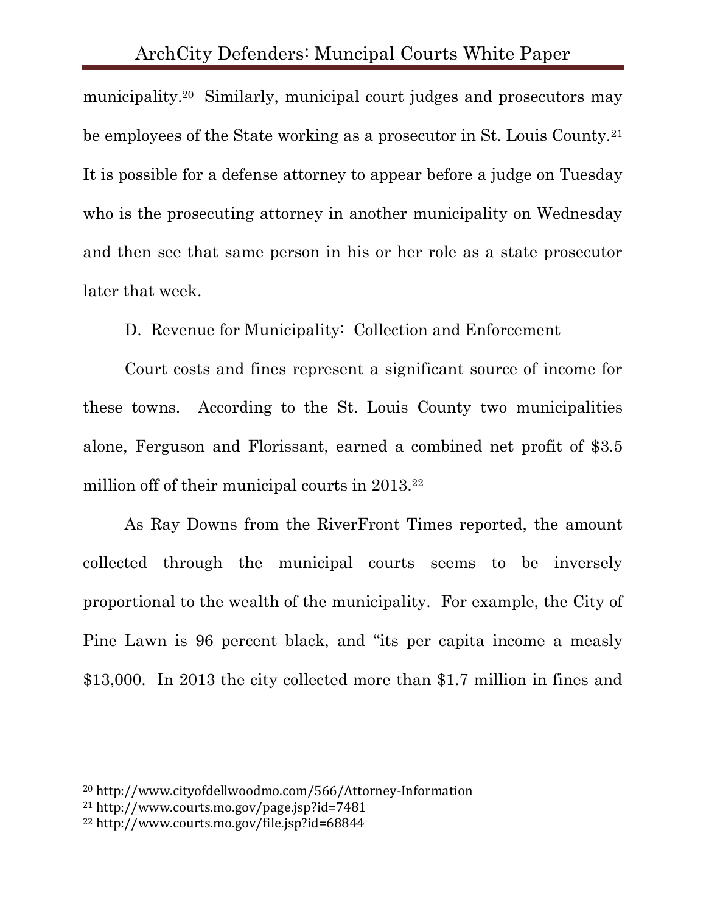municipality.[20] Similarly, municipal court judges and prosecutors may be employees of the State working as a prosecutor in St. Louis County.[21] It is possible for a defense attorney to appear before a judge on Tuesday who is the prosecuting attorney in another municipality on Wednesday and then see that same person in his or her role as a state prosecutor later that week.

D. Revenue for Municipality: Collection and Enforcement

Court costs and fines represent a significant source of income for these towns. According to the St. Louis County two municipalities alone, Ferguson and Florissant, earned a combined net profit of $3.5 million off of their municipal courts in 2013.[22]

As Ray Downs from the RiverFront Times reported, the amount collected through the municipal courts seems to be inversely proportional to the wealth of the municipality. For example, the City of Pine Lawn is 96 percent black, and "its per capita income a measly $13,000. In 2013 the city collected more than $1.7 million in fines and

---

[20] http://www.cityofdellwoodmo.com/566/Attorney-Information

[21] http://www.courts.mo.gov/page.jsp?id=7481

[22] http://www.courts.mo.gov/file.jsp?id=68844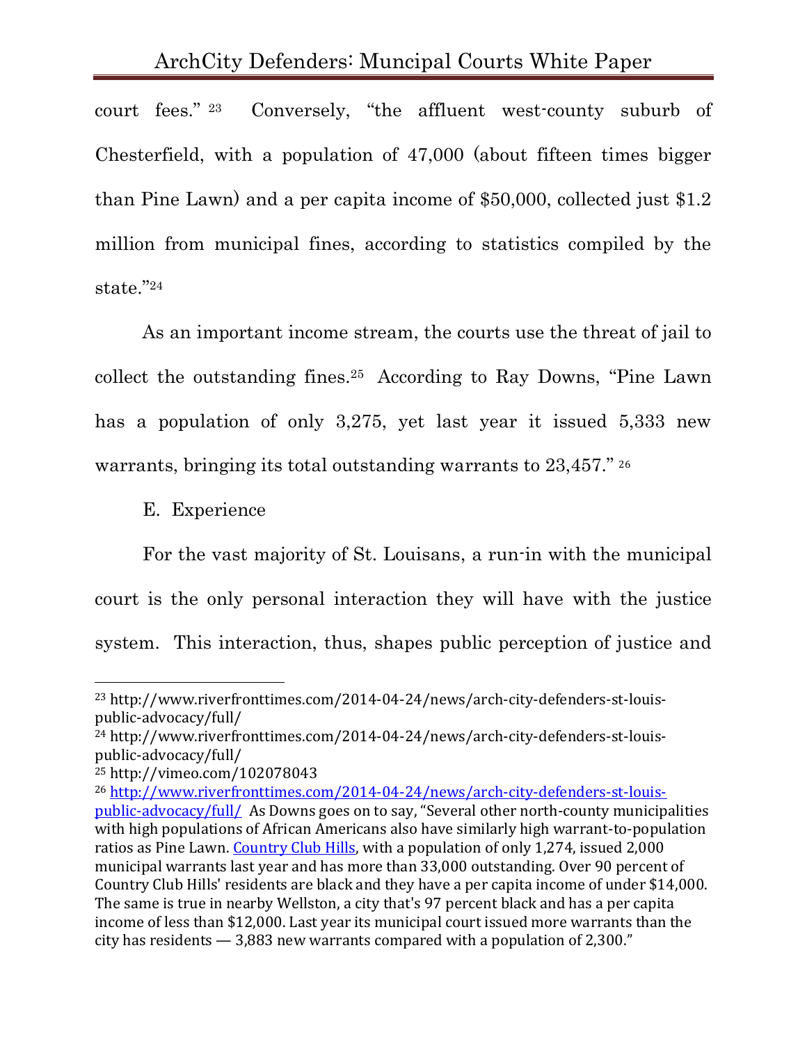court fees."[23] Conversely, "the affluent west-county suburb of Chesterfield, with a population of 47,000 (about fifteen times bigger than Pine Lawn) and a per capita income of $50,000, collected just $1.2 million from municipal fines, according to statistics compiled by the state."[24]

As an important income stream, the courts use the threat of jail to collect the outstanding fines.[25] According to Ray Downs, "Pine Lawn has a population of only 3,275, yet last year it issued 5,333 new warrants, bringing its total outstanding warrants to 23,457."[26]

E. Experience

For the vast majority of St. Louisans, a run-in with the municipal court is the only personal interaction they will have with the justice system. This interaction, thus, shapes public perception of justice and

---

[23] http://www.riverfronttimes.com/2014-04-24/news/arch-city-defenders-st-louis-public-advocacy/full/

[24] http://www.riverfronttimes.com/2014-04-24/news/arch-city-defenders-st-louis-public-advocacy/full/

[25] http://vimeo.com/102078043

[26] http://www.riverfronttimes.com/2014-04-24/news/arch-city-defenders-st-louis-public-advocacy/full/ As Downs goes on to say, "Several other north-county municipalities with high populations of African Americans also have similarly high warrant-to-population ratios as Pine Lawn. Country Club Hills, with a population of only 1,274, issued 2,000 municipal warrants last year and has more than 33,000 outstanding. Over 90 percent of Country Club Hills' residents are black and they have a per capita income of under $14,000. The same is true in nearby Wellston, a city that's 97 percent black and has a per capita income of less than $12,000. Last year its municipal court issued more warrants than the city has residents — 3,883 new warrants compared with a population of 2,300."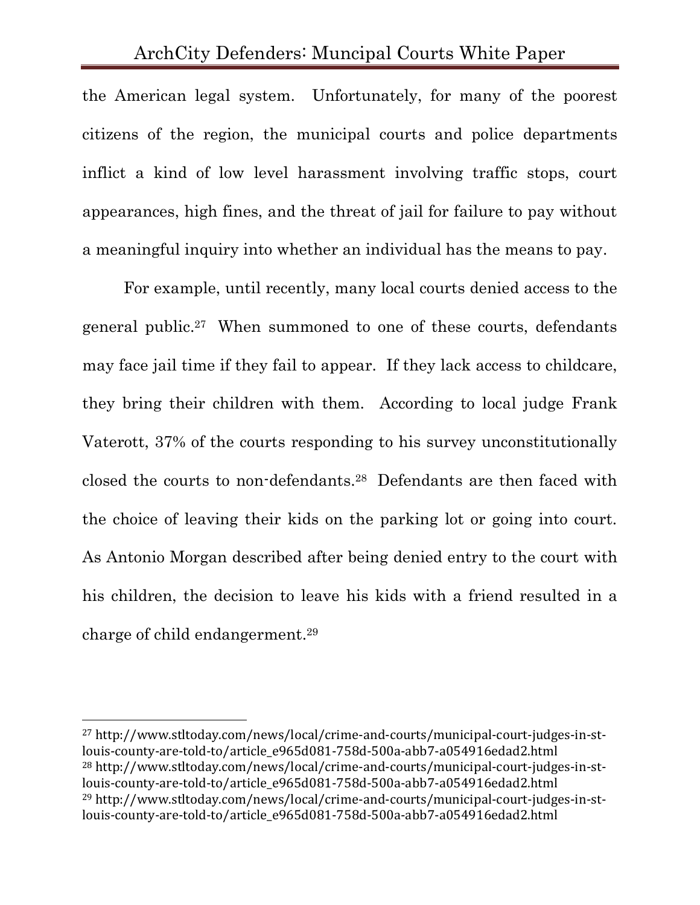the American legal system. Unfortunately, for many of the poorest citizens of the region, the municipal courts and police departments inflict a kind of low level harassment involving traffic stops, court appearances, high fines, and the threat of jail for failure to pay without a meaningful inquiry into whether an individual has the means to pay.

For example, until recently, many local courts denied access to the general public.[27] When summoned to one of these courts, defendants may face jail time if they fail to appear. If they lack access to childcare, they bring their children with them. According to local judge Frank Vaterott, 37% of the courts responding to his survey unconstitutionally closed the courts to non-defendants.[28] Defendants are then faced with the choice of leaving their kids on the parking lot or going into court. As Antonio Morgan described after being denied entry to the court with his children, the decision to leave his kids with a friend resulted in a charge of child endangerment.[29]

---

[27] http://www.stltoday.com/news/local/crime-and-courts/municipal-court-judges-in-st-louis-county-are-told-to/article_e965d081-758d-500a-abb7-a054916edad2.html

[28] http://www.stltoday.com/news/local/crime-and-courts/municipal-court-judges-in-st-louis-county-are-told-to/article_e965d081-758d-500a-abb7-a054916edad2.html

[29] http://www.stltoday.com/news/local/crime-and-courts/municipal-court-judges-in-st-louis-county-are-told-to/article_e965d081-758d-500a-abb7-a054916edad2.html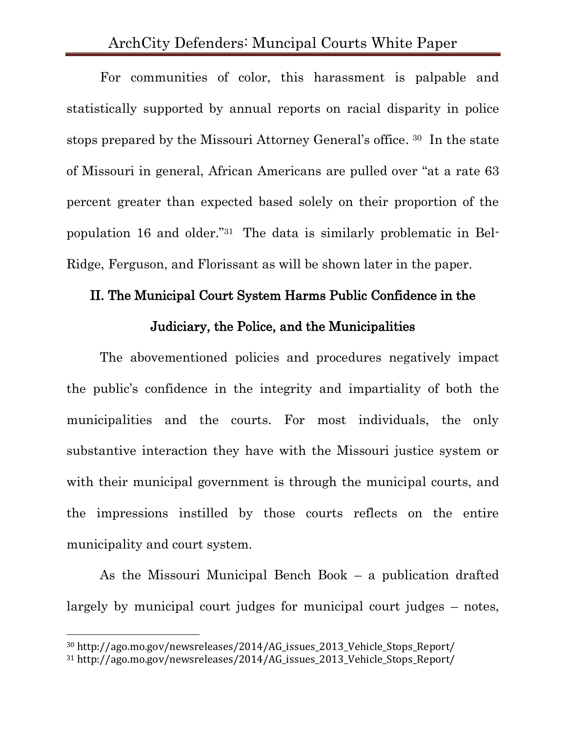For communities of color, this harassment is palpable and statistically supported by annual reports on racial disparity in police stops prepared by the Missouri Attorney General's office.[30] In the state of Missouri in general, African Americans are pulled over "at a rate 63 percent greater than expected based solely on their proportion of the population 16 and older."[31] The data is similarly problematic in Bel-Ridge, Ferguson, and Florissant as will be shown later in the paper.

## II. The Municipal Court System Harms Public Confidence in the Judiciary, the Police, and the Municipalities

The abovementioned policies and procedures negatively impact the public's confidence in the integrity and impartiality of both the municipalities and the courts. For most individuals, the only substantive interaction they have with the Missouri justice system or with their municipal government is through the municipal courts, and the impressions instilled by those courts reflects on the entire municipality and court system.

As the Missouri Municipal Bench Book – a publication drafted largely by municipal court judges for municipal court judges – notes,

---

[30] http://ago.mo.gov/newsreleases/2014/AG_issues_2013_Vehicle_Stops_Report/

[31] http://ago.mo.gov/newsreleases/2014/AG_issues_2013_Vehicle_Stops_Report/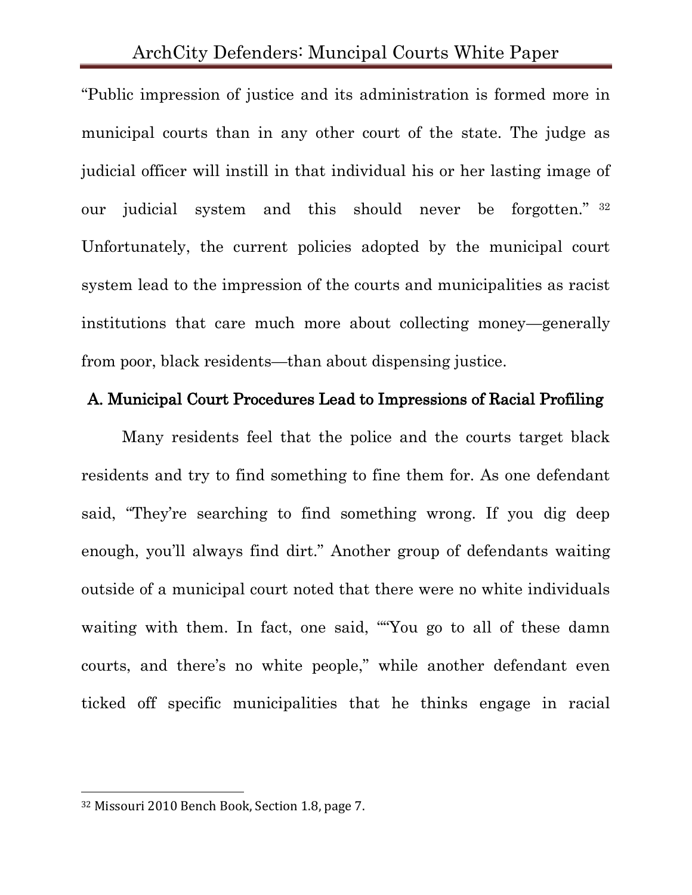"Public impression of justice and its administration is formed more in municipal courts than in any other court of the state. The judge as judicial officer will instill in that individual his or her lasting image of our judicial system and this should never be forgotten." [32] Unfortunately, the current policies adopted by the municipal court system lead to the impression of the courts and municipalities as racist institutions that care much more about collecting money—generally from poor, black residents—than about dispensing justice.

### A. Municipal Court Procedures Lead to Impressions of Racial Profiling

Many residents feel that the police and the courts target black residents and try to find something to fine them for. As one defendant said, "They're searching to find something wrong. If you dig deep enough, you'll always find dirt." Another group of defendants waiting outside of a municipal court noted that there were no white individuals waiting with them. In fact, one said, ""You go to all of these damn courts, and there's no white people," while another defendant even ticked off specific municipalities that he thinks engage in racial

---

[32] Missouri 2010 Bench Book, Section 1.8, page 7.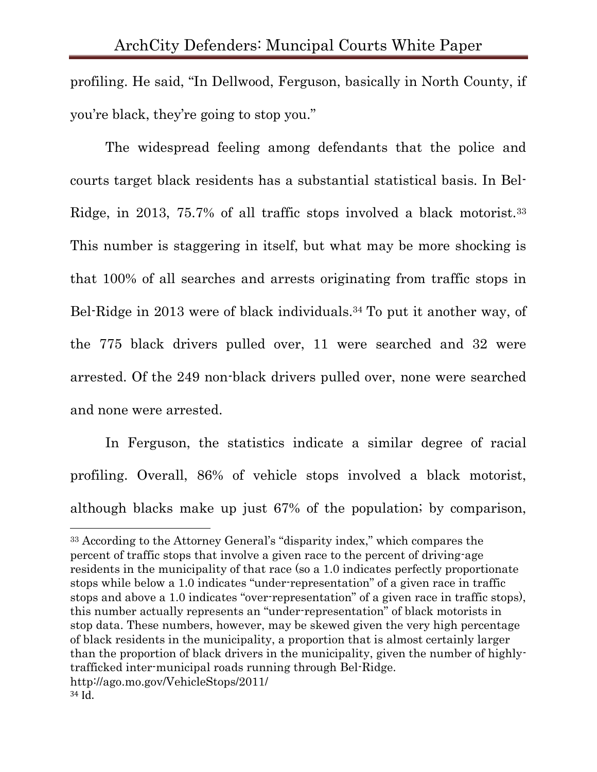profiling. He said, "In Dellwood, Ferguson, basically in North County, if you're black, they're going to stop you."

The widespread feeling among defendants that the police and courts target black residents has a substantial statistical basis. In Bel-Ridge, in 2013, 75.7% of all traffic stops involved a black motorist.[33] This number is staggering in itself, but what may be more shocking is that 100% of all searches and arrests originating from traffic stops in Bel-Ridge in 2013 were of black individuals.[34] To put it another way, of the 775 black drivers pulled over, 11 were searched and 32 were arrested. Of the 249 non-black drivers pulled over, none were searched and none were arrested.

In Ferguson, the statistics indicate a similar degree of racial profiling. Overall, 86% of vehicle stops involved a black motorist, although blacks make up just 67% of the population; by comparison,

---

[33] According to the Attorney General's "disparity index," which compares the percent of traffic stops that involve a given race to the percent of driving-age residents in the municipality of that race (so a 1.0 indicates perfectly proportionate stops while below a 1.0 indicates "under-representation" of a given race in traffic stops and above a 1.0 indicates "over-representation" of a given race in traffic stops), this number actually represents an "under-representation" of black motorists in stop data. These numbers, however, may be skewed given the very high percentage of black residents in the municipality, a proportion that is almost certainly larger than the proportion of black drivers in the municipality, given the number of highly-trafficked inter-municipal roads running through Bel-Ridge. http://ago.mo.gov/VehicleStops/2011/

[34] Id.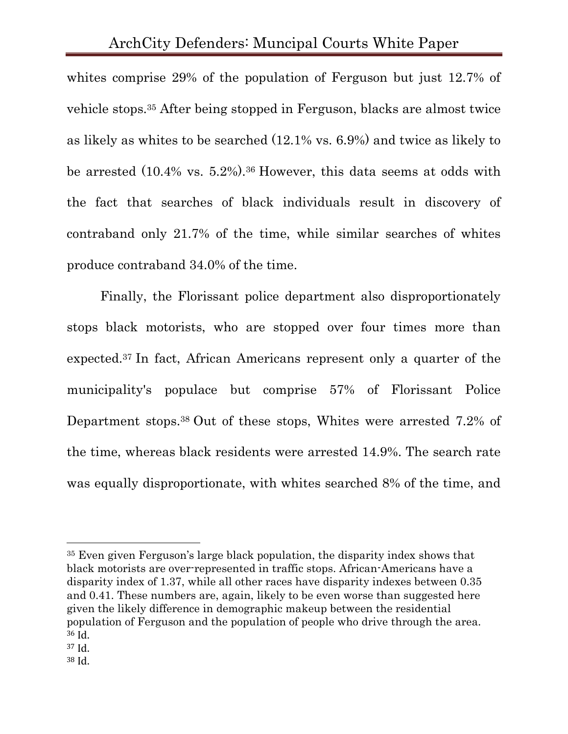whites comprise 29% of the population of Ferguson but just 12.7% of vehicle stops.[35] After being stopped in Ferguson, blacks are almost twice as likely as whites to be searched (12.1% vs. 6.9%) and twice as likely to be arrested (10.4% vs. 5.2%).[36] However, this data seems at odds with the fact that searches of black individuals result in discovery of contraband only 21.7% of the time, while similar searches of whites produce contraband 34.0% of the time.

Finally, the Florissant police department also disproportionately stops black motorists, who are stopped over four times more than expected.[37] In fact, African Americans represent only a quarter of the municipality's populace but comprise 57% of Florissant Police Department stops.[38] Out of these stops, Whites were arrested 7.2% of the time, whereas black residents were arrested 14.9%. The search rate was equally disproportionate, with whites searched 8% of the time, and

---

[35] Even given Ferguson's large black population, the disparity index shows that black motorists are over-represented in traffic stops. African-Americans have a disparity index of 1.37, while all other races have disparity indexes between 0.35 and 0.41. These numbers are, again, likely to be even worse than suggested here given the likely difference in demographic makeup between the residential population of Ferguson and the population of people who drive through the area.

[36] Id.

[37] Id.

[38] Id.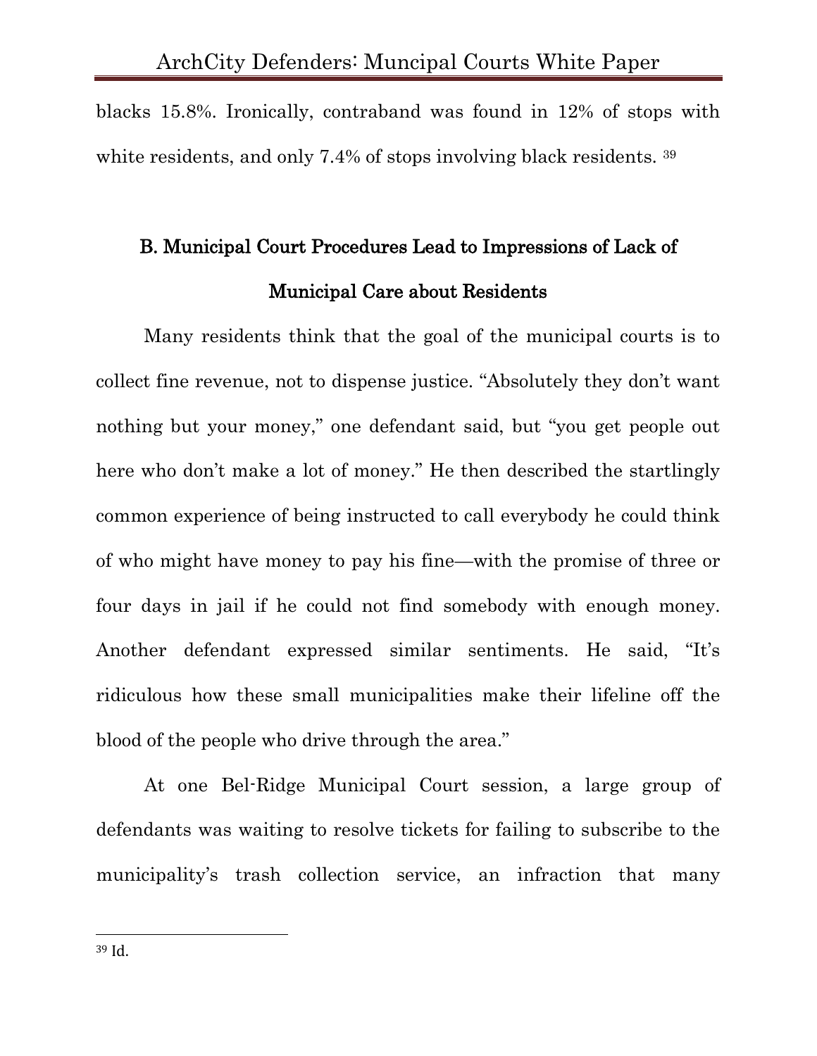blacks 15.8%. Ironically, contraband was found in 12% of stops with white residents, and only 7.4% of stops involving black residents. [39]

## B. Municipal Court Procedures Lead to Impressions of Lack of Municipal Care about Residents

Many residents think that the goal of the municipal courts is to collect fine revenue, not to dispense justice. "Absolutely they don't want nothing but your money," one defendant said, but "you get people out here who don't make a lot of money." He then described the startlingly common experience of being instructed to call everybody he could think of who might have money to pay his fine—with the promise of three or four days in jail if he could not find somebody with enough money. Another defendant expressed similar sentiments. He said, "It's ridiculous how these small municipalities make their lifeline off the blood of the people who drive through the area."

At one Bel-Ridge Municipal Court session, a large group of defendants was waiting to resolve tickets for failing to subscribe to the municipality's trash collection service, an infraction that many

---

[39] Id.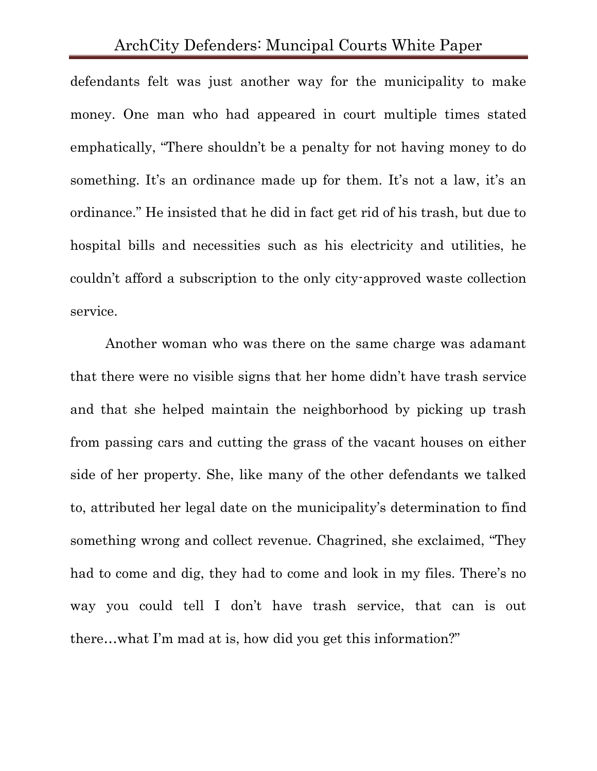defendants felt was just another way for the municipality to make money. One man who had appeared in court multiple times stated emphatically, "There shouldn't be a penalty for not having money to do something. It's an ordinance made up for them. It's not a law, it's an ordinance." He insisted that he did in fact get rid of his trash, but due to hospital bills and necessities such as his electricity and utilities, he couldn't afford a subscription to the only city-approved waste collection service.

Another woman who was there on the same charge was adamant that there were no visible signs that her home didn't have trash service and that she helped maintain the neighborhood by picking up trash from passing cars and cutting the grass of the vacant houses on either side of her property. She, like many of the other defendants we talked to, attributed her legal date on the municipality's determination to find something wrong and collect revenue. Chagrined, she exclaimed, "They had to come and dig, they had to come and look in my files. There's no way you could tell I don't have trash service, that can is out there…what I'm mad at is, how did you get this information?"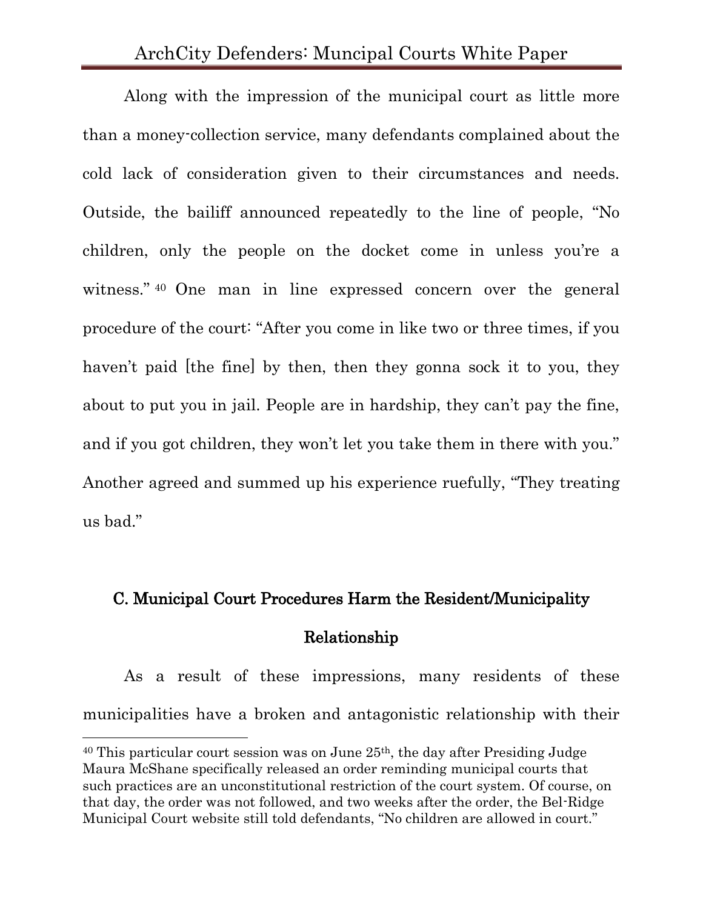Along with the impression of the municipal court as little more than a money-collection service, many defendants complained about the cold lack of consideration given to their circumstances and needs. Outside, the bailiff announced repeatedly to the line of people, "No children, only the people on the docket come in unless you're a witness."[40] One man in line expressed concern over the general procedure of the court: "After you come in like two or three times, if you haven't paid [the fine] by then, then they gonna sock it to you, they about to put you in jail. People are in hardship, they can't pay the fine, and if you got children, they won't let you take them in there with you." Another agreed and summed up his experience ruefully, "They treating us bad."

### C. Municipal Court Procedures Harm the Resident/Municipality Relationship

As a result of these impressions, many residents of these municipalities have a broken and antagonistic relationship with their

[40] This particular court session was on June 25th, the day after Presiding Judge Maura McShane specifically released an order reminding municipal courts that such practices are an unconstitutional restriction of the court system. Of course, on that day, the order was not followed, and two weeks after the order, the Bel-Ridge Municipal Court website still told defendants, "No children are allowed in court."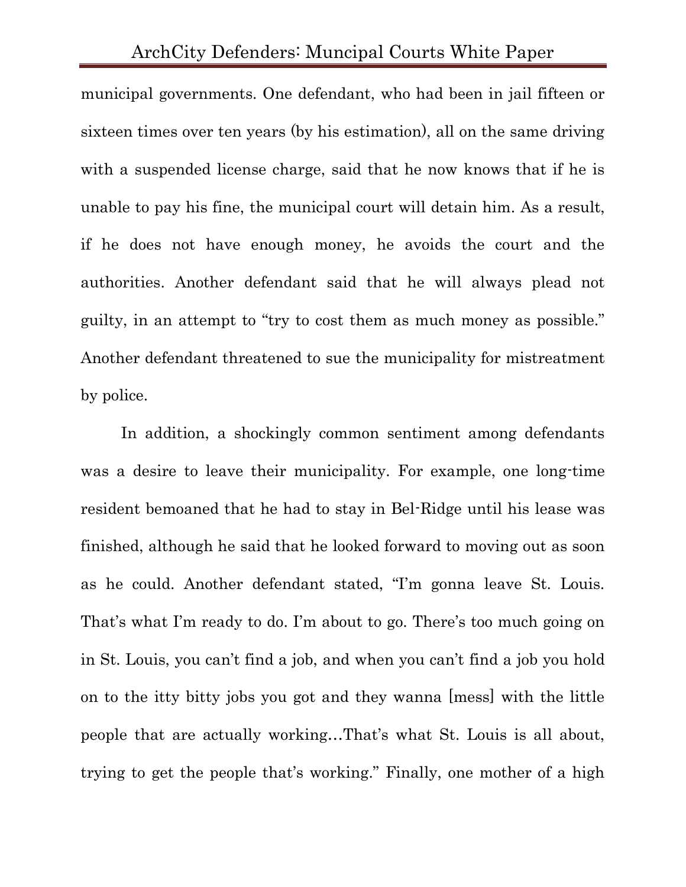municipal governments. One defendant, who had been in jail fifteen or sixteen times over ten years (by his estimation), all on the same driving with a suspended license charge, said that he now knows that if he is unable to pay his fine, the municipal court will detain him. As a result, if he does not have enough money, he avoids the court and the authorities. Another defendant said that he will always plead not guilty, in an attempt to "try to cost them as much money as possible." Another defendant threatened to sue the municipality for mistreatment by police.

In addition, a shockingly common sentiment among defendants was a desire to leave their municipality. For example, one long-time resident bemoaned that he had to stay in Bel-Ridge until his lease was finished, although he said that he looked forward to moving out as soon as he could. Another defendant stated, "I'm gonna leave St. Louis. That's what I'm ready to do. I'm about to go. There's too much going on in St. Louis, you can't find a job, and when you can't find a job you hold on to the itty bitty jobs you got and they wanna [mess] with the little people that are actually working…That's what St. Louis is all about, trying to get the people that's working." Finally, one mother of a high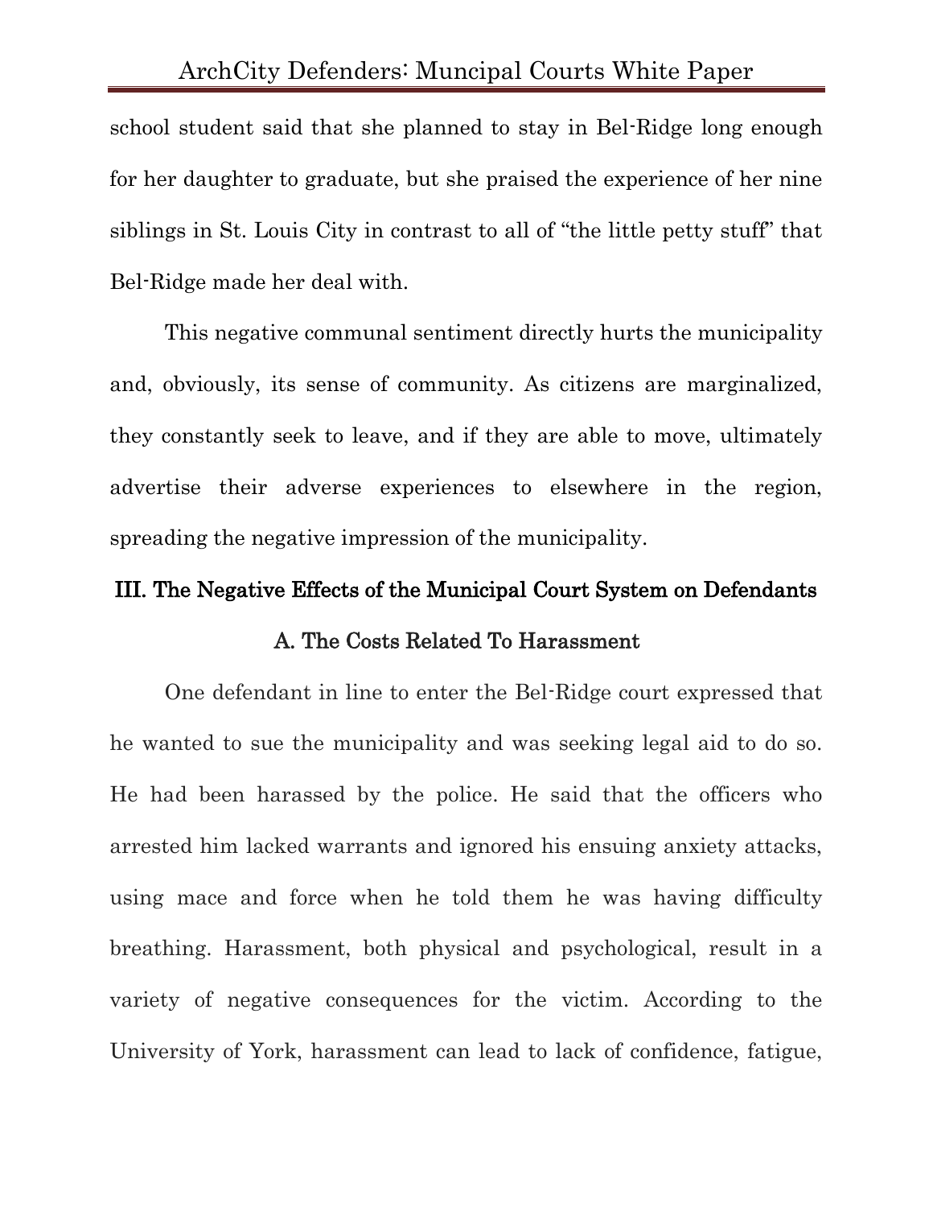school student said that she planned to stay in Bel-Ridge long enough for her daughter to graduate, but she praised the experience of her nine siblings in St. Louis City in contrast to all of "the little petty stuff" that Bel-Ridge made her deal with.

This negative communal sentiment directly hurts the municipality and, obviously, its sense of community. As citizens are marginalized, they constantly seek to leave, and if they are able to move, ultimately advertise their adverse experiences to elsewhere in the region, spreading the negative impression of the municipality.

## III. The Negative Effects of the Municipal Court System on Defendants

### A. The Costs Related To Harassment

One defendant in line to enter the Bel-Ridge court expressed that he wanted to sue the municipality and was seeking legal aid to do so. He had been harassed by the police. He said that the officers who arrested him lacked warrants and ignored his ensuing anxiety attacks, using mace and force when he told them he was having difficulty breathing. Harassment, both physical and psychological, result in a variety of negative consequences for the victim. According to the University of York, harassment can lead to lack of confidence, fatigue,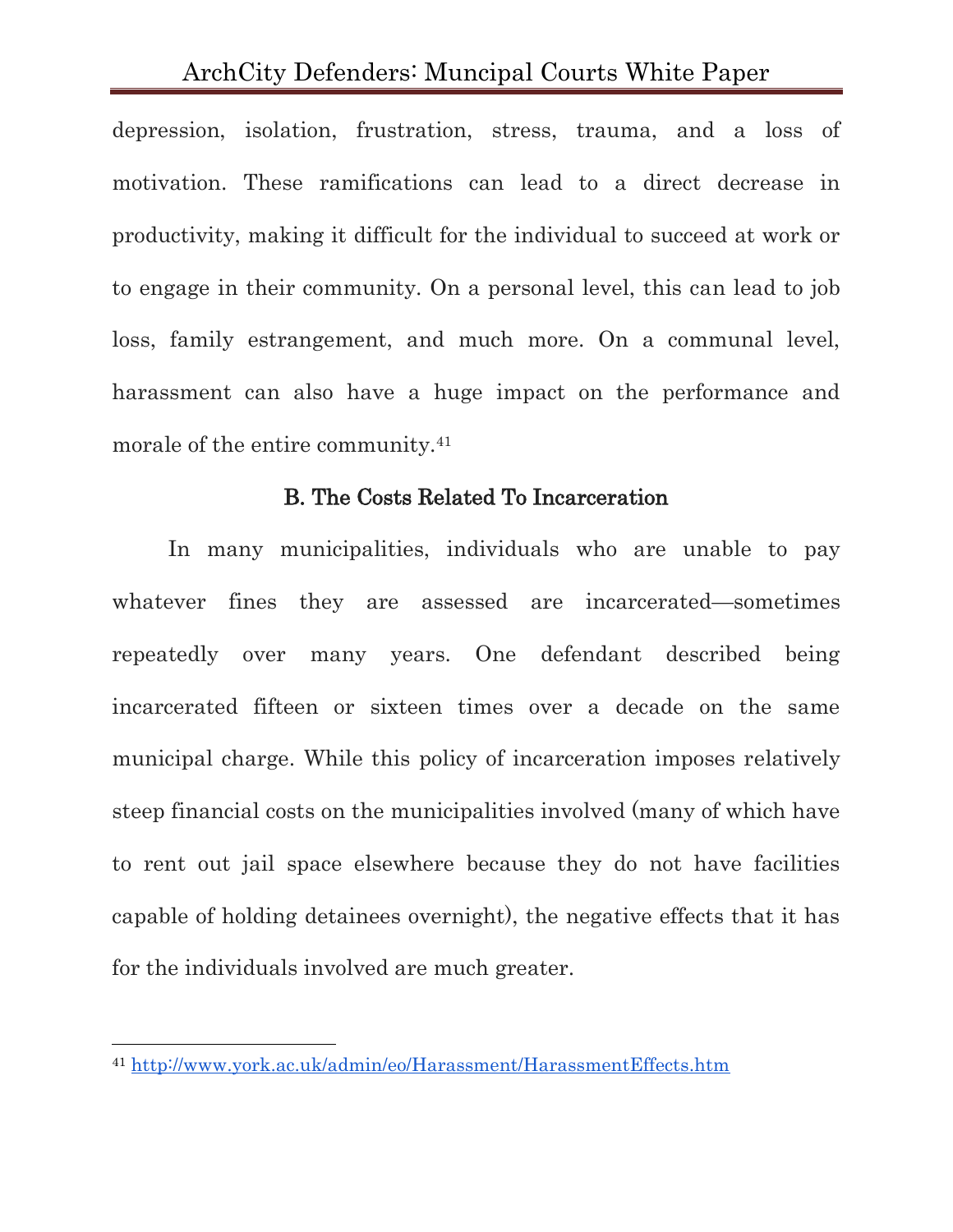depression, isolation, frustration, stress, trauma, and a loss of motivation. These ramifications can lead to a direct decrease in productivity, making it difficult for the individual to succeed at work or to engage in their community. On a personal level, this can lead to job loss, family estrangement, and much more. On a communal level, harassment can also have a huge impact on the performance and morale of the entire community.[41]

### B. The Costs Related To Incarceration

In many municipalities, individuals who are unable to pay whatever fines they are assessed are incarcerated—sometimes repeatedly over many years. One defendant described being incarcerated fifteen or sixteen times over a decade on the same municipal charge. While this policy of incarceration imposes relatively steep financial costs on the municipalities involved (many of which have to rent out jail space elsewhere because they do not have facilities capable of holding detainees overnight), the negative effects that it has for the individuals involved are much greater.

---

[41] http://www.york.ac.uk/admin/eo/Harassment/HarassmentEffects.htm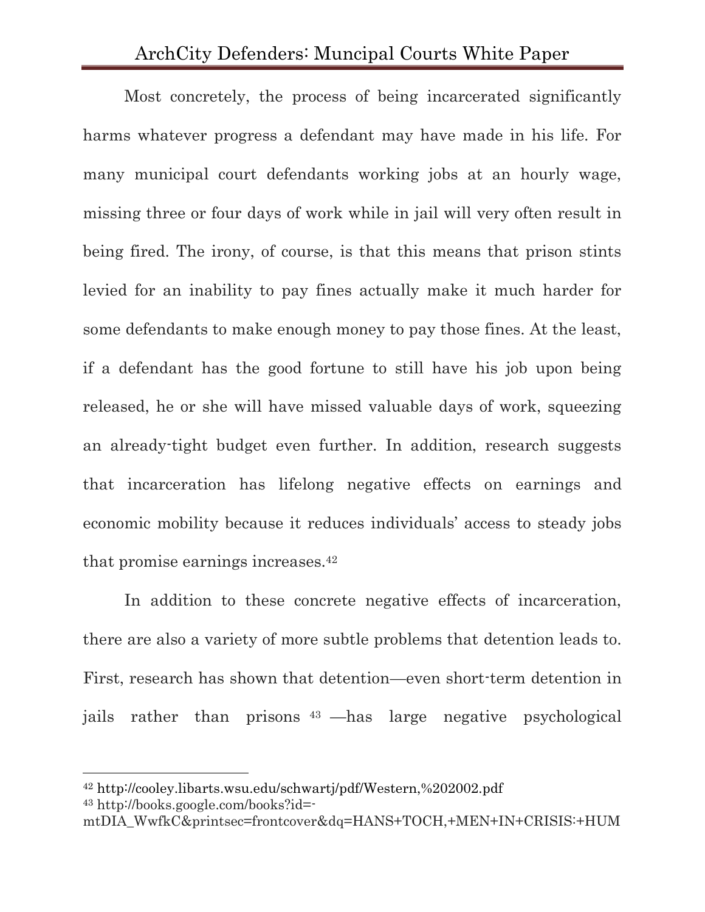Most concretely, the process of being incarcerated significantly harms whatever progress a defendant may have made in his life. For many municipal court defendants working jobs at an hourly wage, missing three or four days of work while in jail will very often result in being fired. The irony, of course, is that this means that prison stints levied for an inability to pay fines actually make it much harder for some defendants to make enough money to pay those fines. At the least, if a defendant has the good fortune to still have his job upon being released, he or she will have missed valuable days of work, squeezing an already-tight budget even further. In addition, research suggests that incarceration has lifelong negative effects on earnings and economic mobility because it reduces individuals' access to steady jobs that promise earnings increases.[42]

In addition to these concrete negative effects of incarceration, there are also a variety of more subtle problems that detention leads to. First, research has shown that detention—even short-term detention in jails rather than prisons[43]—has large negative psychological

---

[42] http://cooley.libarts.wsu.edu/schwartj/pdf/Western,%202002.pdf

[43] http://books.google.com/books?id=-mtDIA_WwfkC&printsec=frontcover&dq=HANS+TOCH,+MEN+IN+CRISIS:+HUM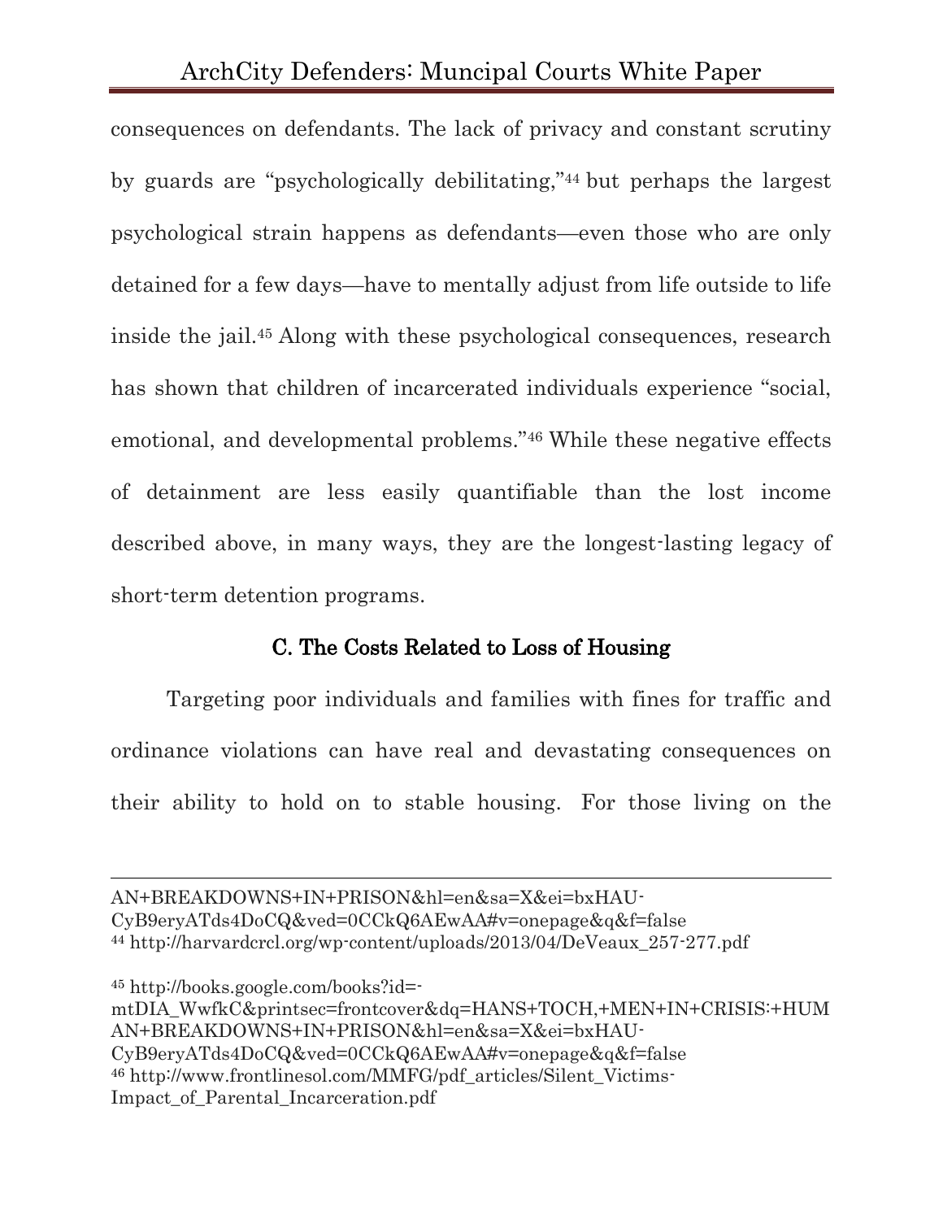consequences on defendants. The lack of privacy and constant scrutiny by guards are "psychologically debilitating,"[44] but perhaps the largest psychological strain happens as defendants—even those who are only detained for a few days—have to mentally adjust from life outside to life inside the jail.[45] Along with these psychological consequences, research has shown that children of incarcerated individuals experience "social, emotional, and developmental problems."[46] While these negative effects of detainment are less easily quantifiable than the lost income described above, in many ways, they are the longest-lasting legacy of short-term detention programs.

### C. The Costs Related to Loss of Housing

Targeting poor individuals and families with fines for traffic and ordinance violations can have real and devastating consequences on their ability to hold on to stable housing. For those living on the

---

AN+BREAKDOWNS+IN+PRISON&hl=en&sa=X&ei=bxHAU-CyB9eryATds4DoCQ&ved=0CCkQ6AEwAA#v=onepage&q&f=false

[44] http://harvardcrcl.org/wp-content/uploads/2013/04/DeVeaux_257-277.pdf

[45] http://books.google.com/books?id=-mtDIA_WwfkC&printsec=frontcover&dq=HANS+TOCH,+MEN+IN+CRISIS:+HUMAN+BREAKDOWNS+IN+PRISON&hl=en&sa=X&ei=bxHAU-CyB9eryATds4DoCQ&ved=0CCkQ6AEwAA#v=onepage&q&f=false

[46] http://www.frontlinesol.com/MMFG/pdf_articles/Silent_Victims-Impact_of_Parental_Incarceration.pdf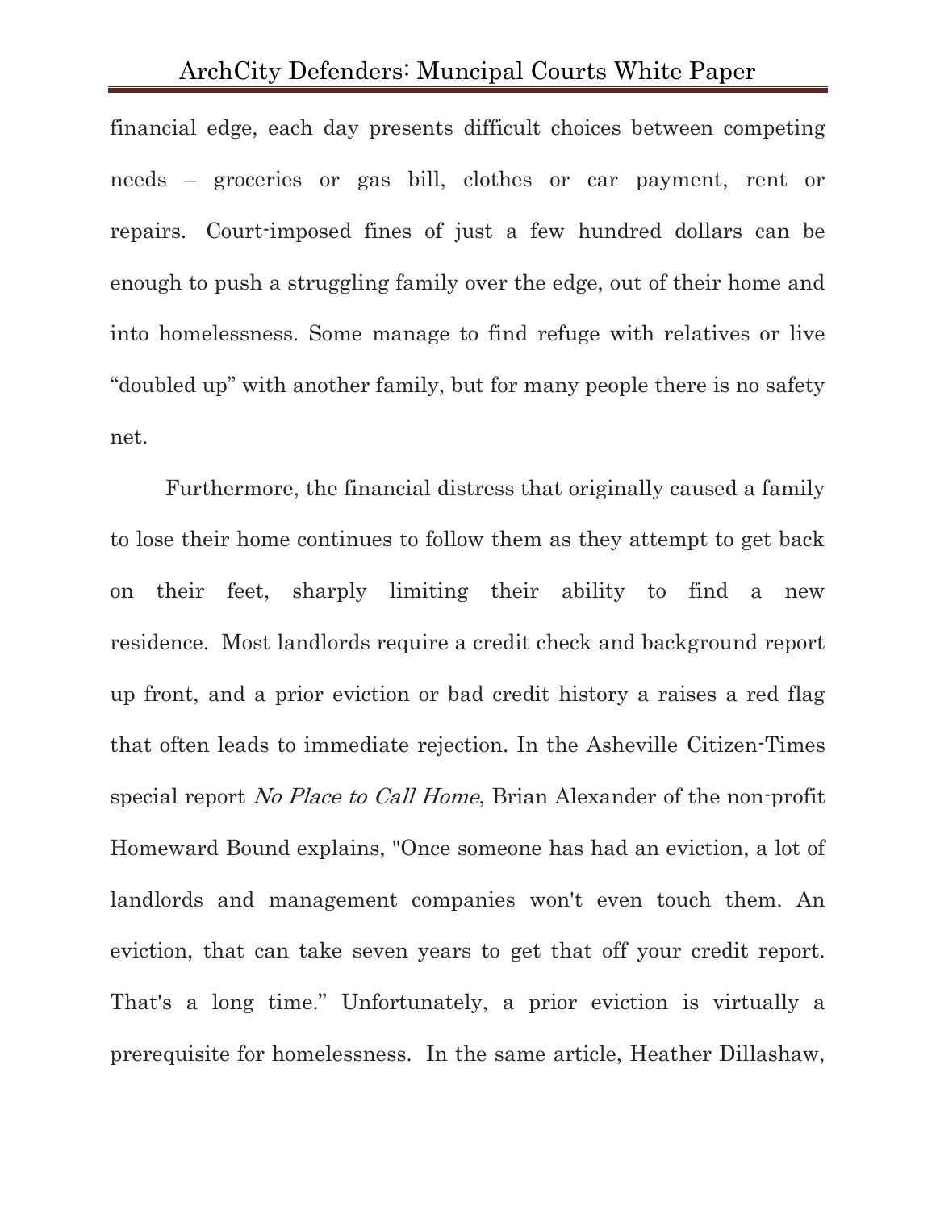financial edge, each day presents difficult choices between competing needs – groceries or gas bill, clothes or car payment, rent or repairs. Court-imposed fines of just a few hundred dollars can be enough to push a struggling family over the edge, out of their home and into homelessness. Some manage to find refuge with relatives or live “doubled up” with another family, but for many people there is no safety net.

Furthermore, the financial distress that originally caused a family to lose their home continues to follow them as they attempt to get back on their feet, sharply limiting their ability to find a new residence. Most landlords require a credit check and background report up front, and a prior eviction or bad credit history a raises a red flag that often leads to immediate rejection. In the Asheville Citizen-Times special report *No Place to Call Home*, Brian Alexander of the non-profit Homeward Bound explains, "Once someone has had an eviction, a lot of landlords and management companies won't even touch them. An eviction, that can take seven years to get that off your credit report. That's a long time.” Unfortunately, a prior eviction is virtually a prerequisite for homelessness. In the same article, Heather Dillashaw,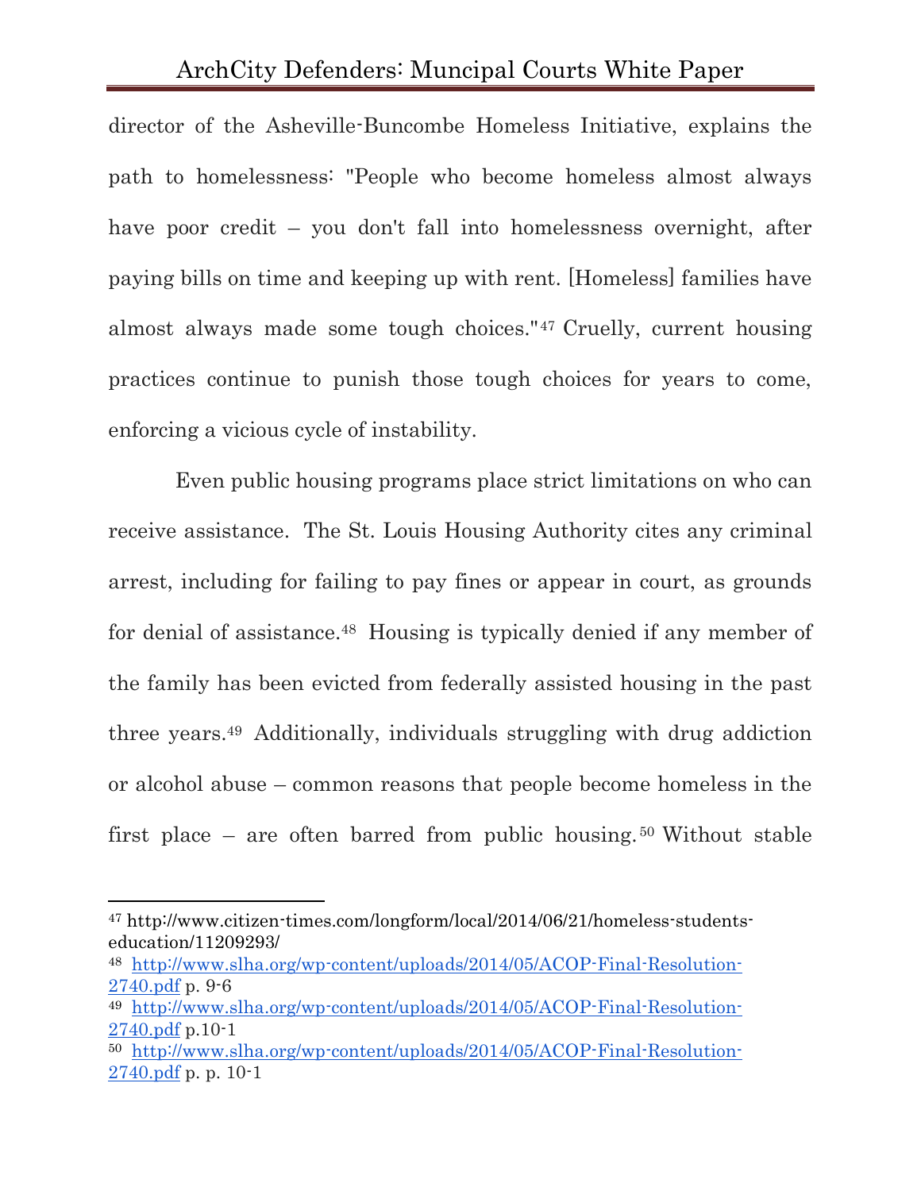director of the Asheville-Buncombe Homeless Initiative, explains the path to homelessness: "People who become homeless almost always have poor credit – you don't fall into homelessness overnight, after paying bills on time and keeping up with rent. [Homeless] families have almost always made some tough choices."[47] Cruelly, current housing practices continue to punish those tough choices for years to come, enforcing a vicious cycle of instability.

Even public housing programs place strict limitations on who can receive assistance. The St. Louis Housing Authority cites any criminal arrest, including for failing to pay fines or appear in court, as grounds for denial of assistance.[48] Housing is typically denied if any member of the family has been evicted from federally assisted housing in the past three years.[49] Additionally, individuals struggling with drug addiction or alcohol abuse – common reasons that people become homeless in the first place – are often barred from public housing.[50] Without stable

---

[47] http://www.citizen-times.com/longform/local/2014/06/21/homeless-students-education/11209293/

[48] http://www.slha.org/wp-content/uploads/2014/05/ACOP-Final-Resolution-2740.pdf p. 9-6

[49] http://www.slha.org/wp-content/uploads/2014/05/ACOP-Final-Resolution-2740.pdf p.10-1

[50] http://www.slha.org/wp-content/uploads/2014/05/ACOP-Final-Resolution-2740.pdf p. p. 10-1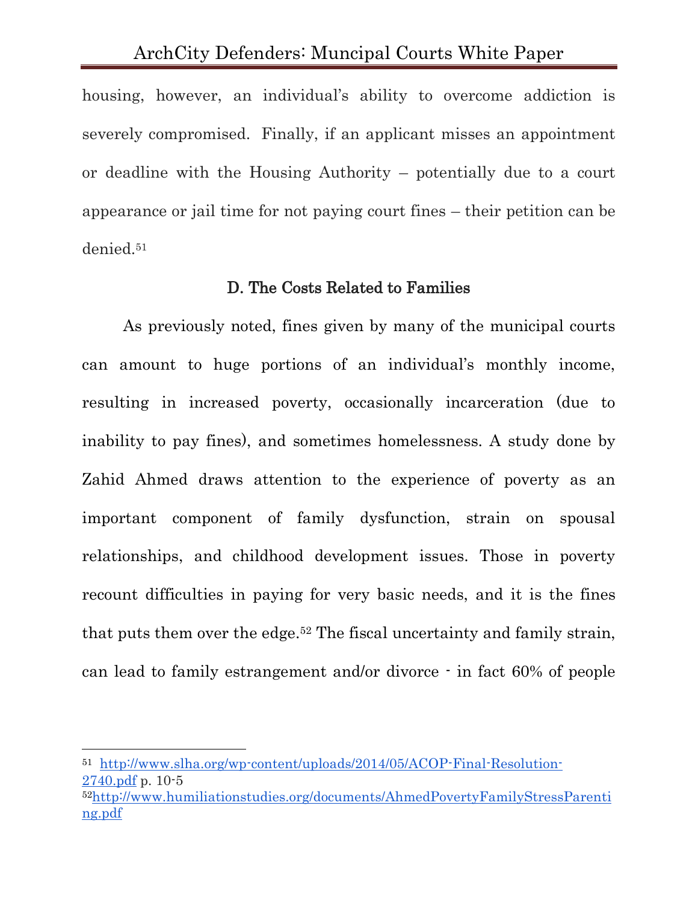housing, however, an individual's ability to overcome addiction is severely compromised. Finally, if an applicant misses an appointment or deadline with the Housing Authority – potentially due to a court appearance or jail time for not paying court fines – their petition can be denied.[51]

### D. The Costs Related to Families

As previously noted, fines given by many of the municipal courts can amount to huge portions of an individual's monthly income, resulting in increased poverty, occasionally incarceration (due to inability to pay fines), and sometimes homelessness. A study done by Zahid Ahmed draws attention to the experience of poverty as an important component of family dysfunction, strain on spousal relationships, and childhood development issues. Those in poverty recount difficulties in paying for very basic needs, and it is the fines that puts them over the edge.[52] The fiscal uncertainty and family strain, can lead to family estrangement and/or divorce - in fact 60% of people

---

[51] http://www.slha.org/wp-content/uploads/2014/05/ACOP-Final-Resolution-2740.pdf p. 10-5

[52] http://www.humiliationstudies.org/documents/AhmedPovertyFamilyStressParenting.pdf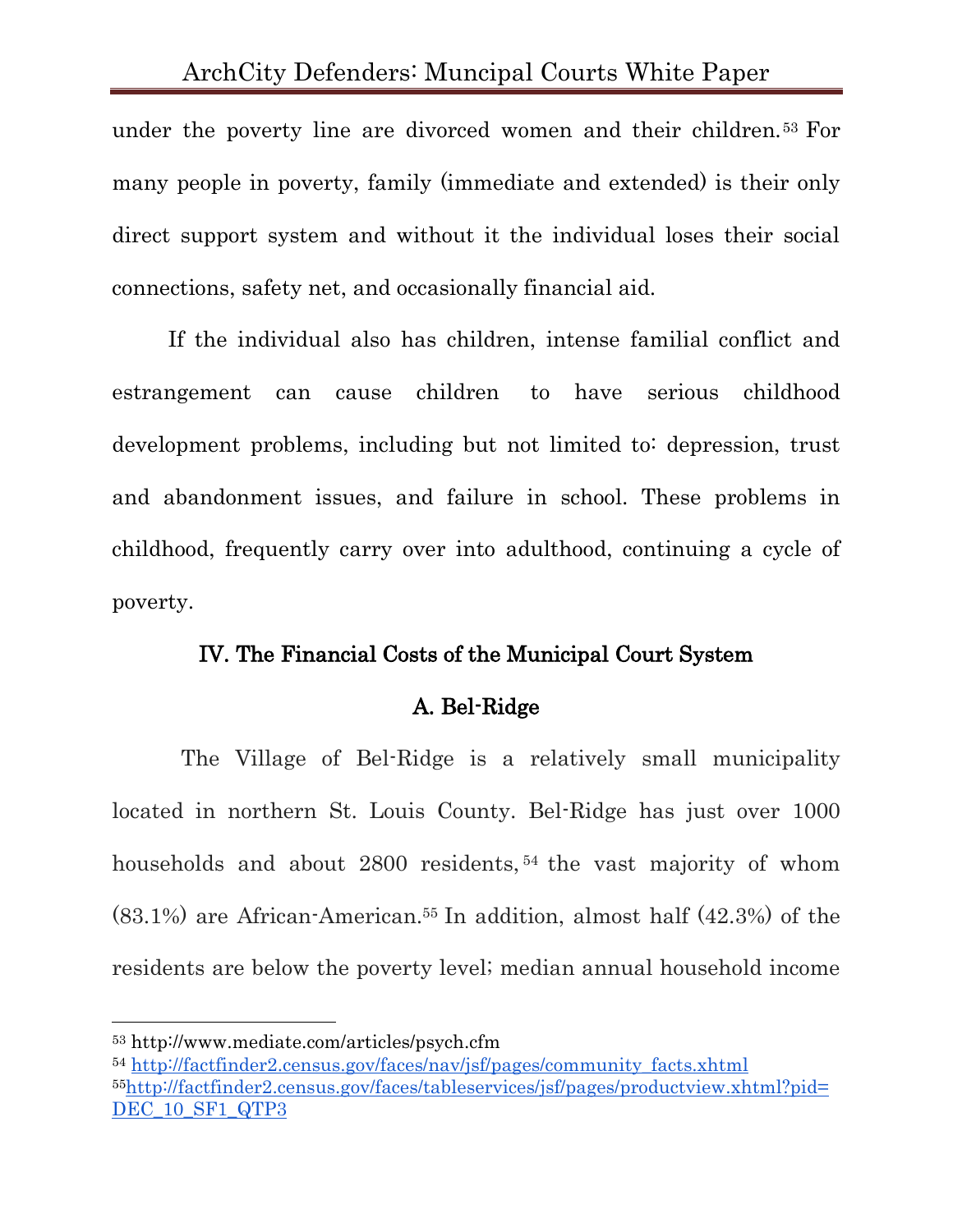under the poverty line are divorced women and their children.[53] For many people in poverty, family (immediate and extended) is their only direct support system and without it the individual loses their social connections, safety net, and occasionally financial aid.

If the individual also has children, intense familial conflict and estrangement can cause children to have serious childhood development problems, including but not limited to: depression, trust and abandonment issues, and failure in school. These problems in childhood, frequently carry over into adulthood, continuing a cycle of poverty.

## IV. The Financial Costs of the Municipal Court System

### A. Bel-Ridge

The Village of Bel-Ridge is a relatively small municipality located in northern St. Louis County. Bel-Ridge has just over 1000 households and about 2800 residents,[54] the vast majority of whom (83.1%) are African-American.[55] In addition, almost half (42.3%) of the residents are below the poverty level; median annual household income

---

[53] http://www.mediate.com/articles/psych.cfm

[54] http://factfinder2.census.gov/faces/nav/jsf/pages/community_facts.xhtml

[55] http://factfinder2.census.gov/faces/tableservices/jsf/pages/productview.xhtml?pid=DEC_10_SF1_QTP3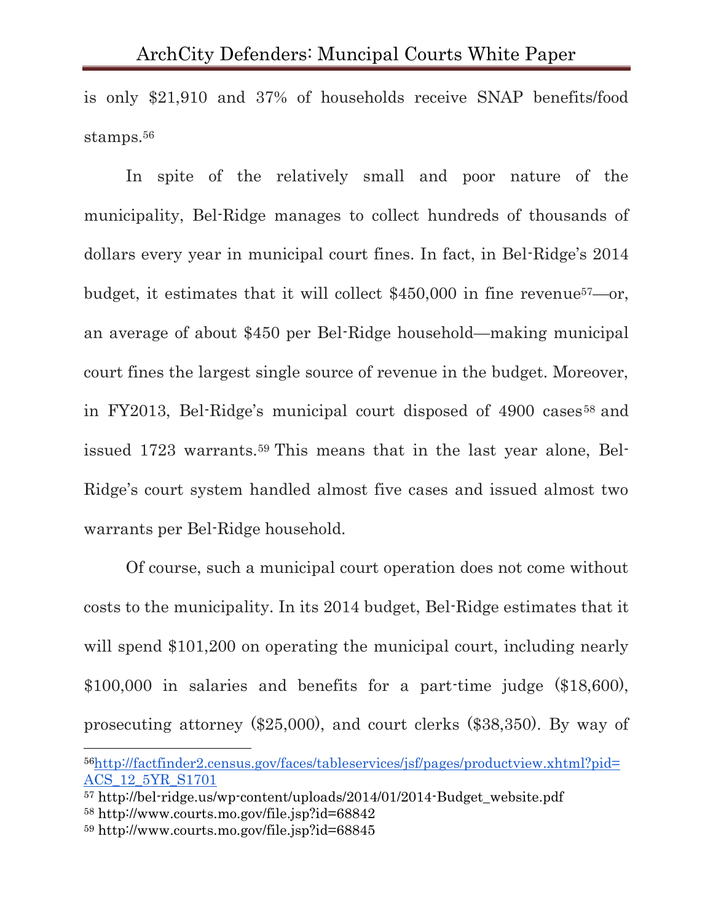is only $21,910 and 37% of households receive SNAP benefits/food stamps.[56]

In spite of the relatively small and poor nature of the municipality, Bel-Ridge manages to collect hundreds of thousands of dollars every year in municipal court fines. In fact, in Bel-Ridge's 2014 budget, it estimates that it will collect $450,000 in fine revenue[57]—or, an average of about $450 per Bel-Ridge household—making municipal court fines the largest single source of revenue in the budget. Moreover, in FY2013, Bel-Ridge's municipal court disposed of 4900 cases[58] and issued 1723 warrants.[59] This means that in the last year alone, Bel-Ridge's court system handled almost five cases and issued almost two warrants per Bel-Ridge household.

Of course, such a municipal court operation does not come without costs to the municipality. In its 2014 budget, Bel-Ridge estimates that it will spend $101,200 on operating the municipal court, including nearly $100,000 in salaries and benefits for a part-time judge ($18,600), prosecuting attorney ($25,000), and court clerks ($38,350). By way of

---

[56] http://factfinder2.census.gov/faces/tableservices/jsf/pages/productview.xhtml?pid=ACS_12_5YR_S1701

[57] http://bel-ridge.us/wp-content/uploads/2014/01/2014-Budget_website.pdf

[58] http://www.courts.mo.gov/file.jsp?id=68842

[59] http://www.courts.mo.gov/file.jsp?id=68845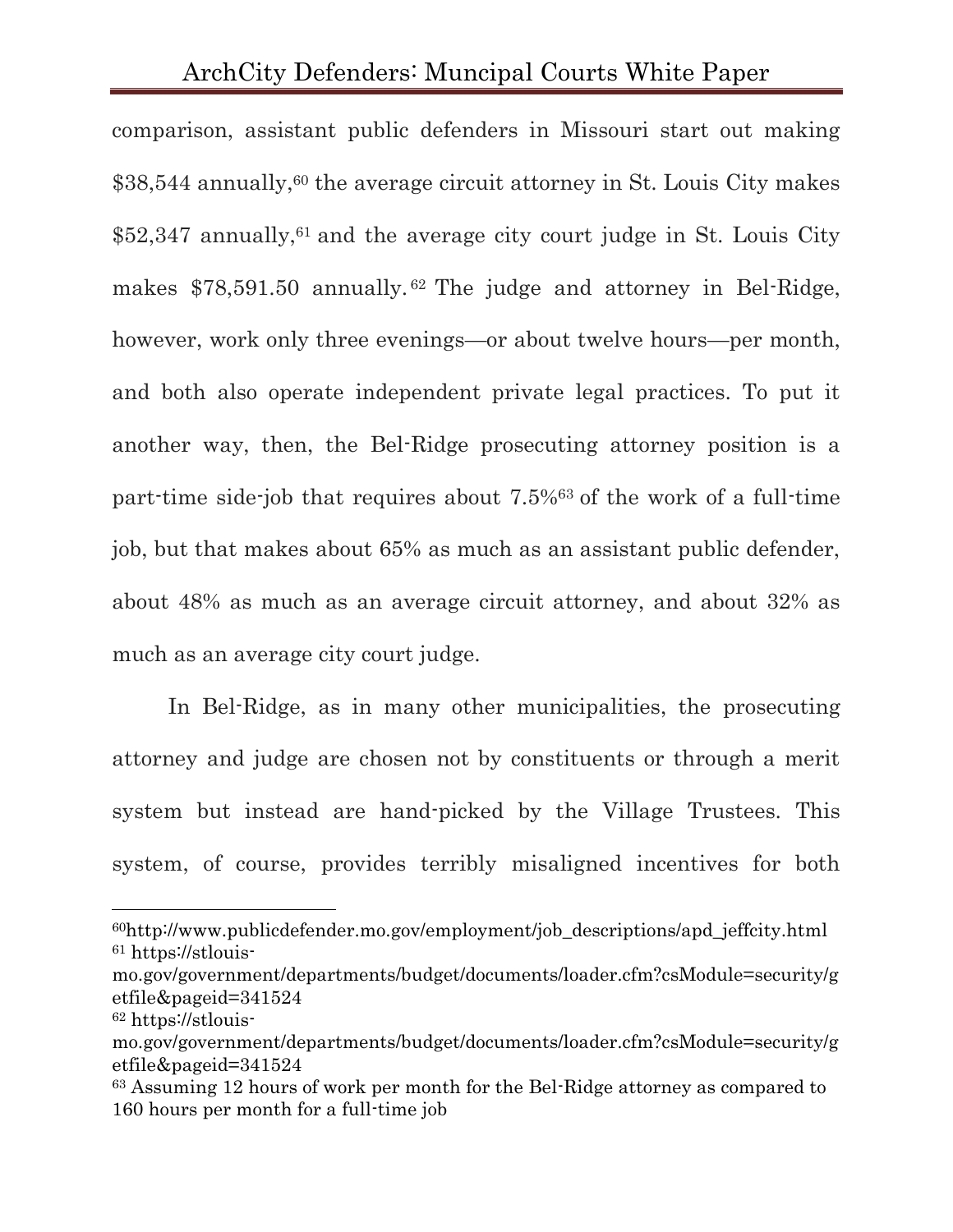comparison, assistant public defenders in Missouri start out making $38,544 annually,[60] the average circuit attorney in St. Louis City makes $52,347 annually,[61] and the average city court judge in St. Louis City makes $78,591.50 annually.[62] The judge and attorney in Bel-Ridge, however, work only three evenings—or about twelve hours—per month, and both also operate independent private legal practices. To put it another way, then, the Bel-Ridge prosecuting attorney position is a part-time side-job that requires about 7.5%[63] of the work of a full-time job, but that makes about 65% as much as an assistant public defender, about 48% as much as an average circuit attorney, and about 32% as much as an average city court judge.

In Bel-Ridge, as in many other municipalities, the prosecuting attorney and judge are chosen not by constituents or through a merit system but instead are hand-picked by the Village Trustees. This system, of course, provides terribly misaligned incentives for both

---

[60] http://www.publicdefender.mo.gov/employment/job_descriptions/apd_jeffcity.html

[61] https://stlouis-mo.gov/government/departments/budget/documents/loader.cfm?csModule=security/getfile&pageid=341524

[62] https://stlouis-mo.gov/government/departments/budget/documents/loader.cfm?csModule=security/getfile&pageid=341524

[63] Assuming 12 hours of work per month for the Bel-Ridge attorney as compared to 160 hours per month for a full-time job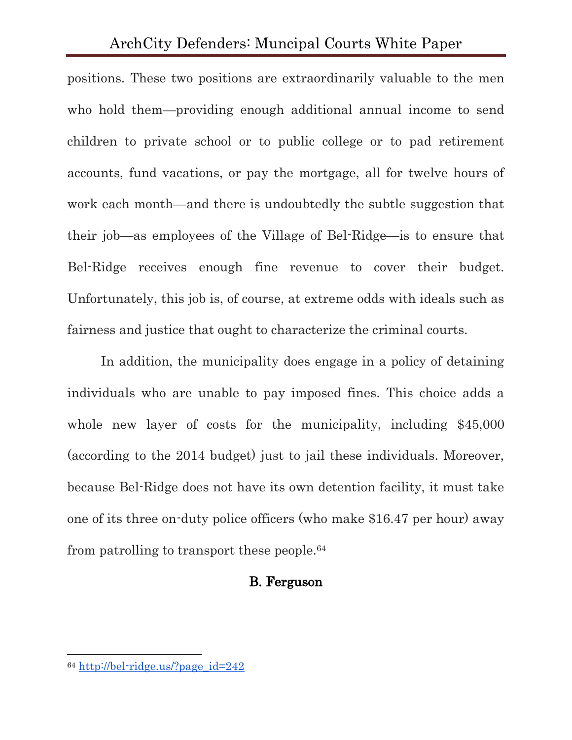positions. These two positions are extraordinarily valuable to the men who hold them—providing enough additional annual income to send children to private school or to public college or to pad retirement accounts, fund vacations, or pay the mortgage, all for twelve hours of work each month—and there is undoubtedly the subtle suggestion that their job—as employees of the Village of Bel-Ridge—is to ensure that Bel-Ridge receives enough fine revenue to cover their budget. Unfortunately, this job is, of course, at extreme odds with ideals such as fairness and justice that ought to characterize the criminal courts.

In addition, the municipality does engage in a policy of detaining individuals who are unable to pay imposed fines. This choice adds a whole new layer of costs for the municipality, including $45,000 (according to the 2014 budget) just to jail these individuals. Moreover, because Bel-Ridge does not have its own detention facility, it must take one of its three on-duty police officers (who make $16.47 per hour) away from patrolling to transport these people.[64]

## B. Ferguson

[64] http://bel-ridge.us/?page_id=242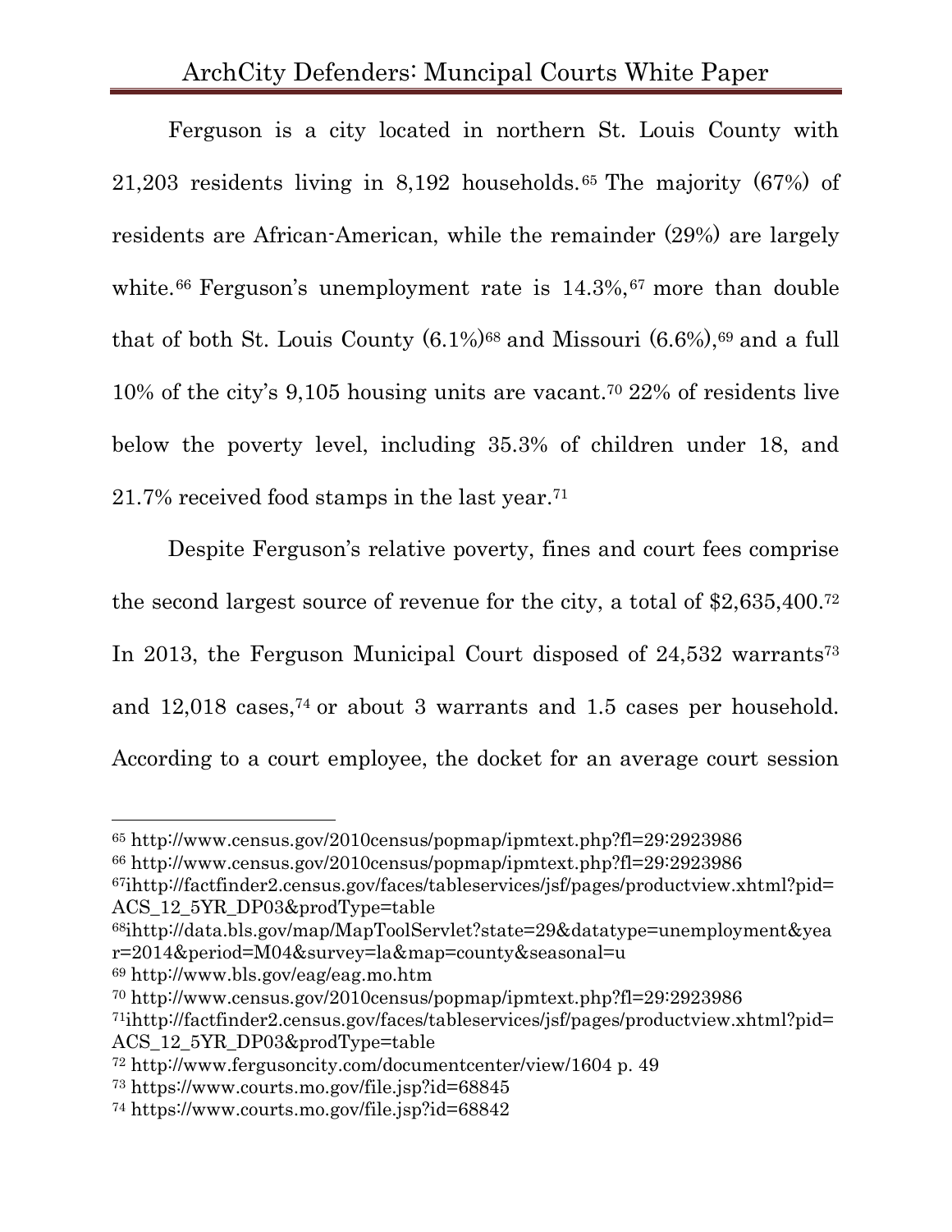Ferguson is a city located in northern St. Louis County with 21,203 residents living in 8,192 households.[65] The majority (67%) of residents are African-American, while the remainder (29%) are largely white.[66] Ferguson's unemployment rate is 14.3%,[67] more than double that of both St. Louis County (6.1%)[68] and Missouri (6.6%),[69] and a full 10% of the city's 9,105 housing units are vacant.[70] 22% of residents live below the poverty level, including 35.3% of children under 18, and 21.7% received food stamps in the last year.[71]

Despite Ferguson's relative poverty, fines and court fees comprise the second largest source of revenue for the city, a total of $2,635,400.[72] In 2013, the Ferguson Municipal Court disposed of 24,532 warrants[73] and 12,018 cases,[74] or about 3 warrants and 1.5 cases per household. According to a court employee, the docket for an average court session

---

[65] http://www.census.gov/2010census/popmap/ipmtext.php?fl=29:2923986

[66] http://www.census.gov/2010census/popmap/ipmtext.php?fl=29:2923986

[67] ihttp://factfinder2.census.gov/faces/tableservices/jsf/pages/productview.xhtml?pid=ACS_12_5YR_DP03&prodType=table

[68] ihttp://data.bls.gov/map/MapToolServlet?state=29&datatype=unemployment&year=2014&period=M04&survey=la&map=county&seasonal=u

[69] http://www.bls.gov/eag/eag.mo.htm

[70] http://www.census.gov/2010census/popmap/ipmtext.php?fl=29:2923986

[71] ihttp://factfinder2.census.gov/faces/tableservices/jsf/pages/productview.xhtml?pid=ACS_12_5YR_DP03&prodType=table

[72] http://www.fergusoncity.com/documentcenter/view/1604 p. 49

[73] https://www.courts.mo.gov/file.jsp?id=68845

[74] https://www.courts.mo.gov/file.jsp?id=68842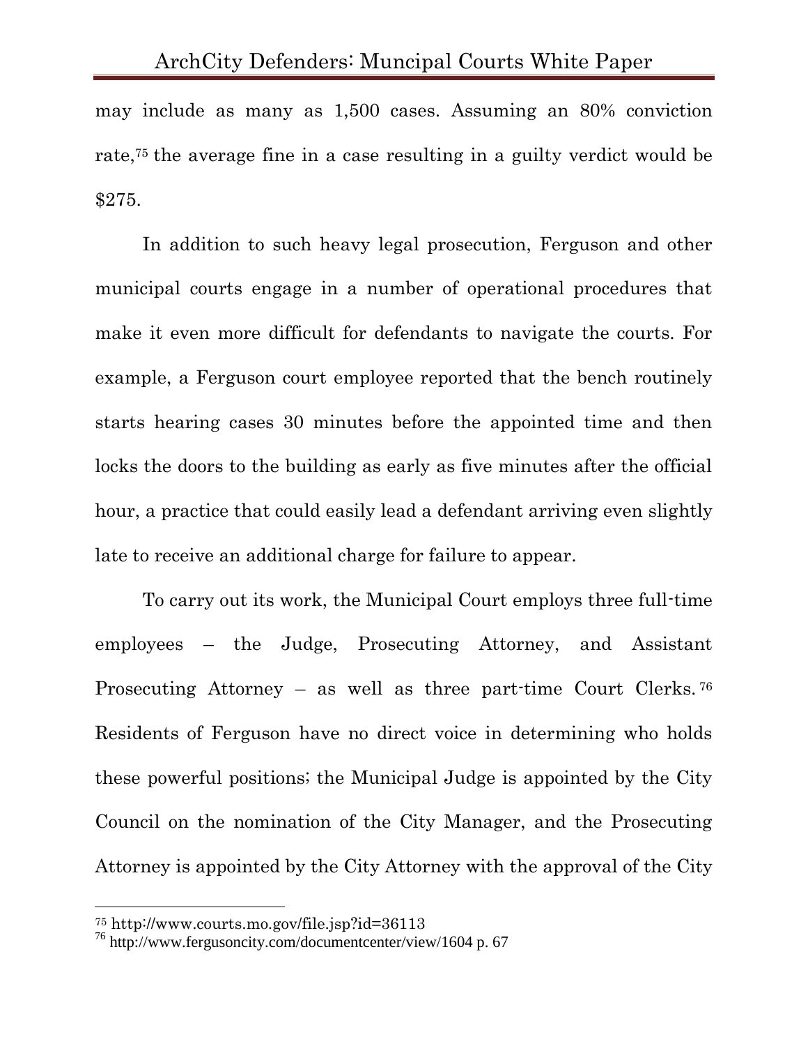may include as many as 1,500 cases. Assuming an 80% conviction rate,[75] the average fine in a case resulting in a guilty verdict would be $275.

In addition to such heavy legal prosecution, Ferguson and other municipal courts engage in a number of operational procedures that make it even more difficult for defendants to navigate the courts. For example, a Ferguson court employee reported that the bench routinely starts hearing cases 30 minutes before the appointed time and then locks the doors to the building as early as five minutes after the official hour, a practice that could easily lead a defendant arriving even slightly late to receive an additional charge for failure to appear.

To carry out its work, the Municipal Court employs three full-time employees – the Judge, Prosecuting Attorney, and Assistant Prosecuting Attorney – as well as three part-time Court Clerks.[76] Residents of Ferguson have no direct voice in determining who holds these powerful positions; the Municipal Judge is appointed by the City Council on the nomination of the City Manager, and the Prosecuting Attorney is appointed by the City Attorney with the approval of the City

---

[75] http://www.courts.mo.gov/file.jsp?id=36113

[76] http://www.fergusoncity.com/documentcenter/view/1604 p. 67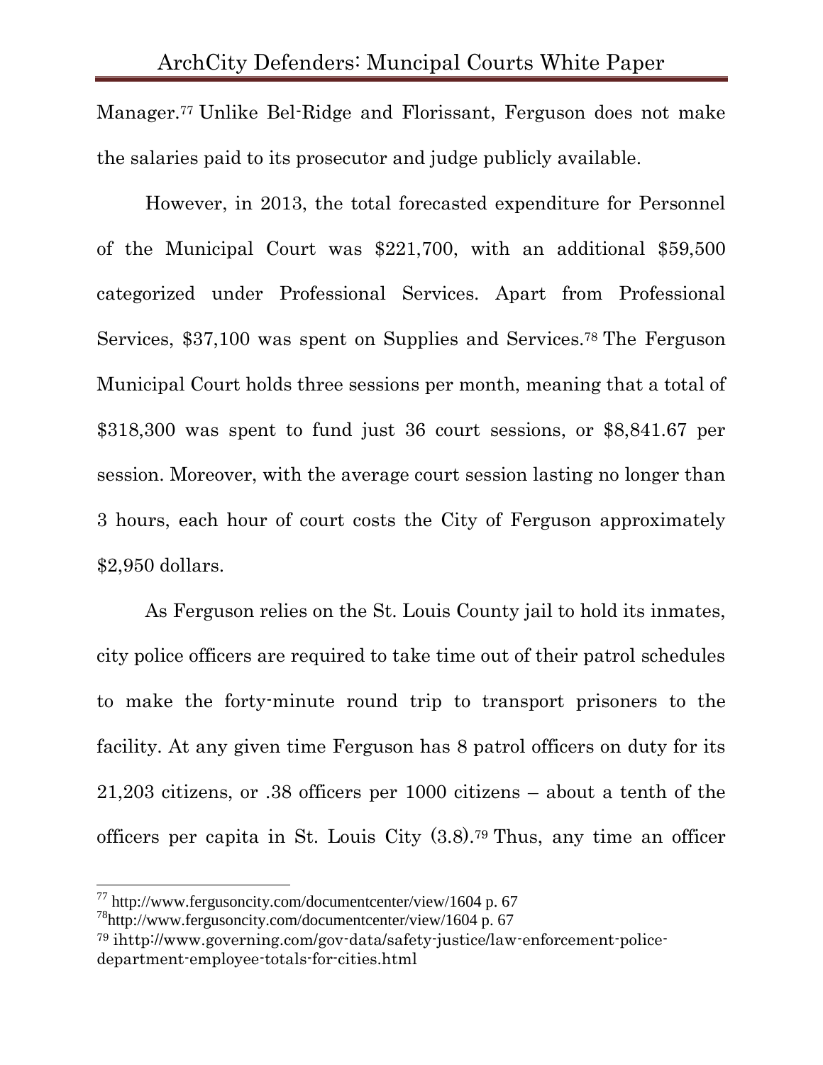Manager.[77] Unlike Bel-Ridge and Florissant, Ferguson does not make the salaries paid to its prosecutor and judge publicly available.

However, in 2013, the total forecasted expenditure for Personnel of the Municipal Court was $221,700, with an additional $59,500 categorized under Professional Services. Apart from Professional Services, $37,100 was spent on Supplies and Services.[78] The Ferguson Municipal Court holds three sessions per month, meaning that a total of $318,300 was spent to fund just 36 court sessions, or $8,841.67 per session. Moreover, with the average court session lasting no longer than 3 hours, each hour of court costs the City of Ferguson approximately $2,950 dollars.

As Ferguson relies on the St. Louis County jail to hold its inmates, city police officers are required to take time out of their patrol schedules to make the forty-minute round trip to transport prisoners to the facility. At any given time Ferguson has 8 patrol officers on duty for its 21,203 citizens, or .38 officers per 1000 citizens – about a tenth of the officers per capita in St. Louis City (3.8).[79] Thus, any time an officer

---

[77] http://www.fergusoncity.com/documentcenter/view/1604 p. 67

[78] http://www.fergusoncity.com/documentcenter/view/1604 p. 67

[79] ihttp://www.governing.com/gov-data/safety-justice/law-enforcement-police-department-employee-totals-for-cities.html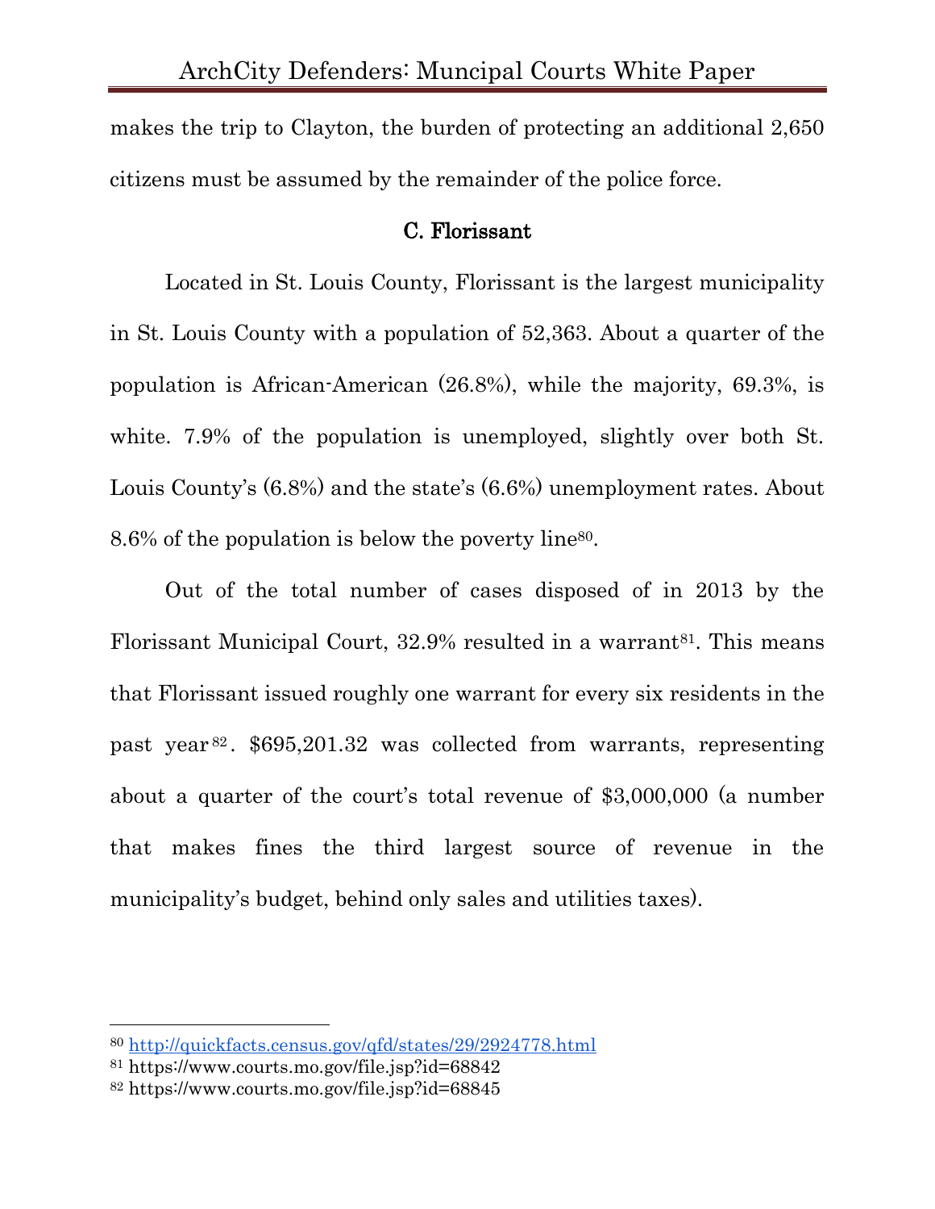makes the trip to Clayton, the burden of protecting an additional 2,650 citizens must be assumed by the remainder of the police force.

### C. Florissant

Located in St. Louis County, Florissant is the largest municipality in St. Louis County with a population of 52,363. About a quarter of the population is African-American (26.8%), while the majority, 69.3%, is white. 7.9% of the population is unemployed, slightly over both St. Louis County's (6.8%) and the state's (6.6%) unemployment rates. About 8.6% of the population is below the poverty line[80].

Out of the total number of cases disposed of in 2013 by the Florissant Municipal Court, 32.9% resulted in a warrant[81]. This means that Florissant issued roughly one warrant for every six residents in the past year[82]. $695,201.32 was collected from warrants, representing about a quarter of the court's total revenue of $3,000,000 (a number that makes fines the third largest source of revenue in the municipality's budget, behind only sales and utilities taxes).

---

[80] http://quickfacts.census.gov/qfd/states/29/2924778.html

[81] https://www.courts.mo.gov/file.jsp?id=68842

[82] https://www.courts.mo.gov/file.jsp?id=68845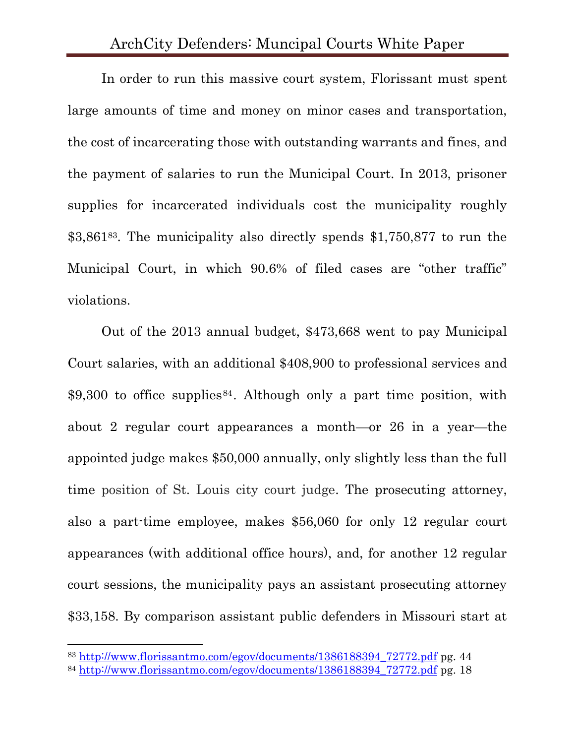In order to run this massive court system, Florissant must spent large amounts of time and money on minor cases and transportation, the cost of incarcerating those with outstanding warrants and fines, and the payment of salaries to run the Municipal Court. In 2013, prisoner supplies for incarcerated individuals cost the municipality roughly $3,861[83]. The municipality also directly spends $1,750,877 to run the Municipal Court, in which 90.6% of filed cases are "other traffic" violations.

Out of the 2013 annual budget, $473,668 went to pay Municipal Court salaries, with an additional $408,900 to professional services and $9,300 to office supplies[84]. Although only a part time position, with about 2 regular court appearances a month—or 26 in a year—the appointed judge makes $50,000 annually, only slightly less than the full time position of St. Louis city court judge. The prosecuting attorney, also a part-time employee, makes $56,060 for only 12 regular court appearances (with additional office hours), and, for another 12 regular court sessions, the municipality pays an assistant prosecuting attorney $33,158. By comparison assistant public defenders in Missouri start at

---

[83] http://www.florissantmo.com/egov/documents/1386188394_72772.pdf pg. 44

[84] http://www.florissantmo.com/egov/documents/1386188394_72772.pdf pg. 18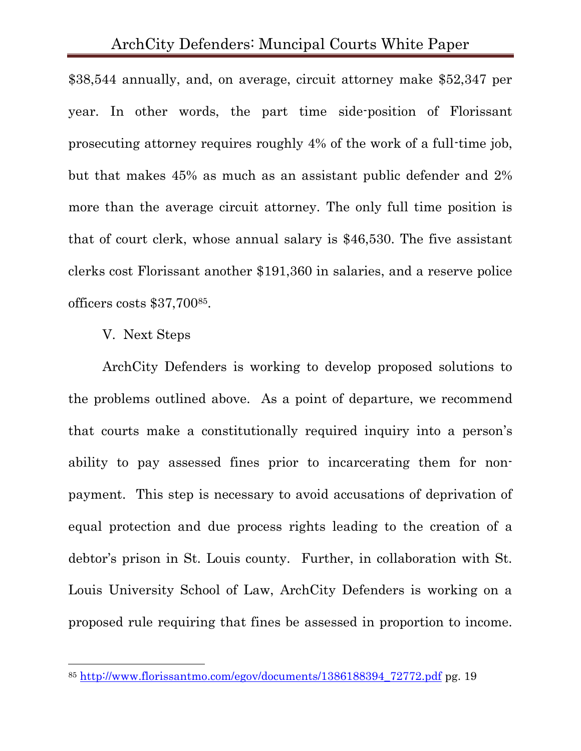$38,544 annually, and, on average, circuit attorney make $52,347 per year. In other words, the part time side-position of Florissant prosecuting attorney requires roughly 4% of the work of a full-time job, but that makes 45% as much as an assistant public defender and 2% more than the average circuit attorney. The only full time position is that of court clerk, whose annual salary is $46,530. The five assistant clerks cost Florissant another $191,360 in salaries, and a reserve police officers costs $37,700[85].

## V. Next Steps

ArchCity Defenders is working to develop proposed solutions to the problems outlined above. As a point of departure, we recommend that courts make a constitutionally required inquiry into a person's ability to pay assessed fines prior to incarcerating them for non-payment. This step is necessary to avoid accusations of deprivation of equal protection and due process rights leading to the creation of a debtor's prison in St. Louis county. Further, in collaboration with St. Louis University School of Law, ArchCity Defenders is working on a proposed rule requiring that fines be assessed in proportion to income.

---

[85] http://www.florissantmo.com/egov/documents/1386188394_72772.pdf pg. 19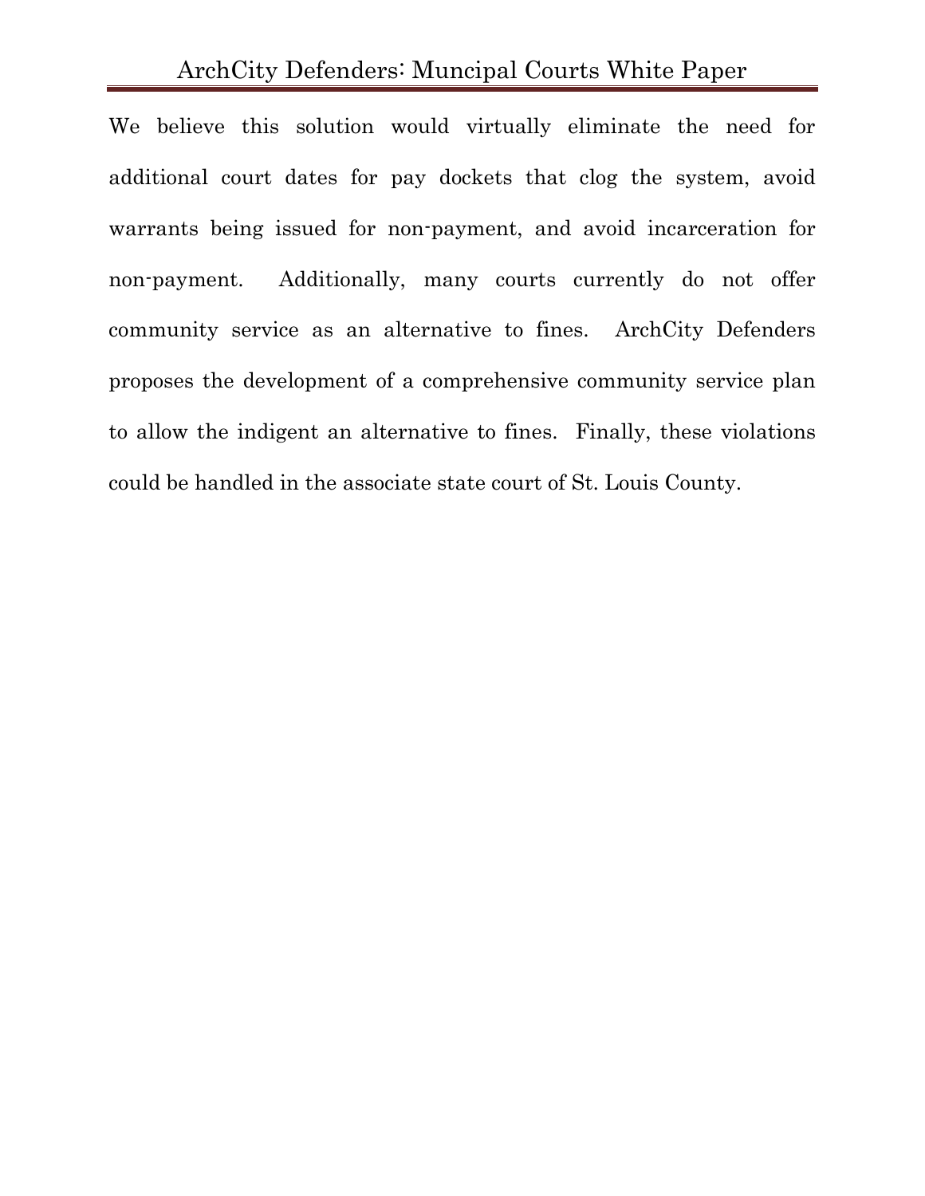We believe this solution would virtually eliminate the need for additional court dates for pay dockets that clog the system, avoid warrants being issued for non-payment, and avoid incarceration for non-payment. Additionally, many courts currently do not offer community service as an alternative to fines. ArchCity Defenders proposes the development of a comprehensive community service plan to allow the indigent an alternative to fines. Finally, these violations could be handled in the associate state court of St. Louis County.